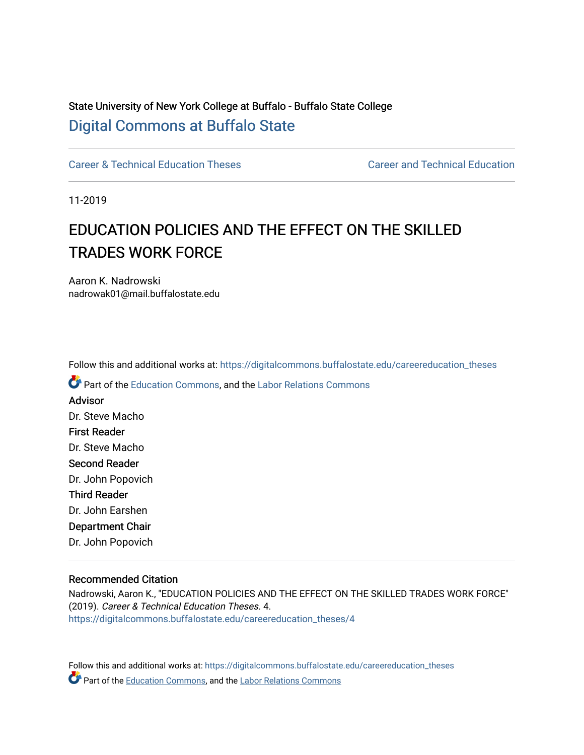State University of New York College at Buffalo - Buffalo State College

# Digital Commons at Buffalo State

Career & Technical Education Theses | Career and Technical Education

11-2019

# EDUCATION POLICIES AND THE EFFECT ON THE SKILLED TRADES WORK FORCE

Aaron K. Nadrowski
nadrowak01@mail.buffalostate.edu

Follow this and additional works at: https://digitalcommons.buffalostate.edu/careereducation_theses

Part of the Education Commons, and the Labor Relations Commons

**Advisor**
Dr. Steve Macho

**First Reader**
Dr. Steve Macho

**Second Reader**
Dr. John Popovich

**Third Reader**
Dr. John Earshen

**Department Chair**
Dr. John Popovich

### Recommended Citation

Nadrowski, Aaron K., "EDUCATION POLICIES AND THE EFFECT ON THE SKILLED TRADES WORK FORCE" (2019). *Career & Technical Education Theses*. 4.
https://digitalcommons.buffalostate.edu/careereducation_theses/4

Follow this and additional works at: https://digitalcommons.buffalostate.edu/careereducation_theses

Part of the Education Commons, and the Labor Relations Commons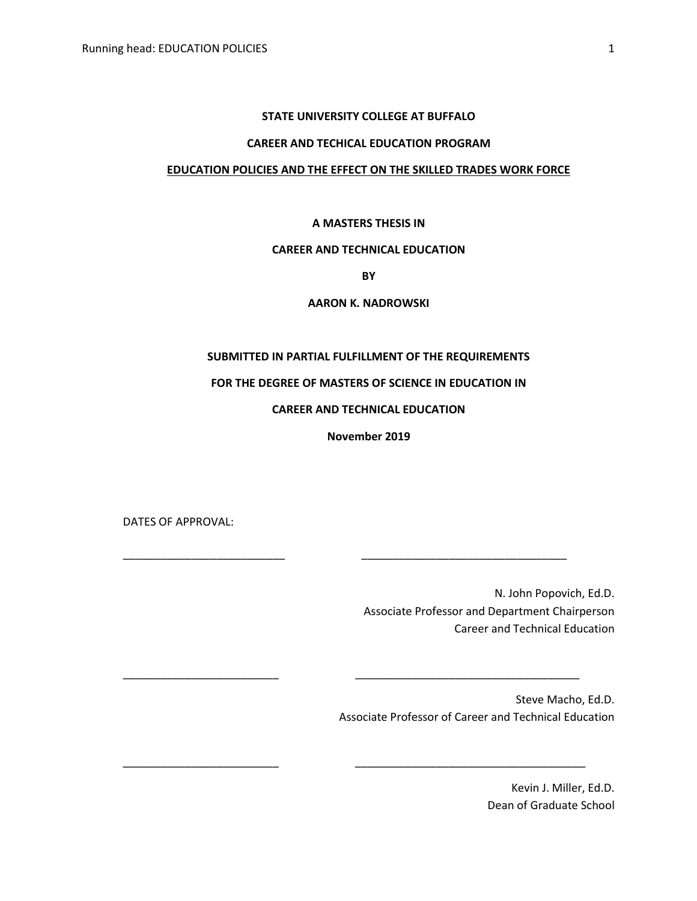**STATE UNIVERSITY COLLEGE AT BUFFALO**

**CAREER AND TECHICAL EDUCATION PROGRAM**

**EDUCATION POLICIES AND THE EFFECT ON THE SKILLED TRADES WORK FORCE**

**A MASTERS THESIS IN**

**CAREER AND TECHNICAL EDUCATION**

**BY**

**AARON K. NADROWSKI**

**SUBMITTED IN PARTIAL FULFILLMENT OF THE REQUIREMENTS**

**FOR THE DEGREE OF MASTERS OF SCIENCE IN EDUCATION IN**

**CAREER AND TECHNICAL EDUCATION**

**November 2019**

DATES OF APPROVAL:

___________________________ ___________________________________

N. John Popovich, Ed.D.
Associate Professor and Department Chairperson
Career and Technical Education

__________________________ _____________________________________

Steve Macho, Ed.D.
Associate Professor of Career and Technical Education

__________________________ ______________________________________

Kevin J. Miller, Ed.D.
Dean of Graduate School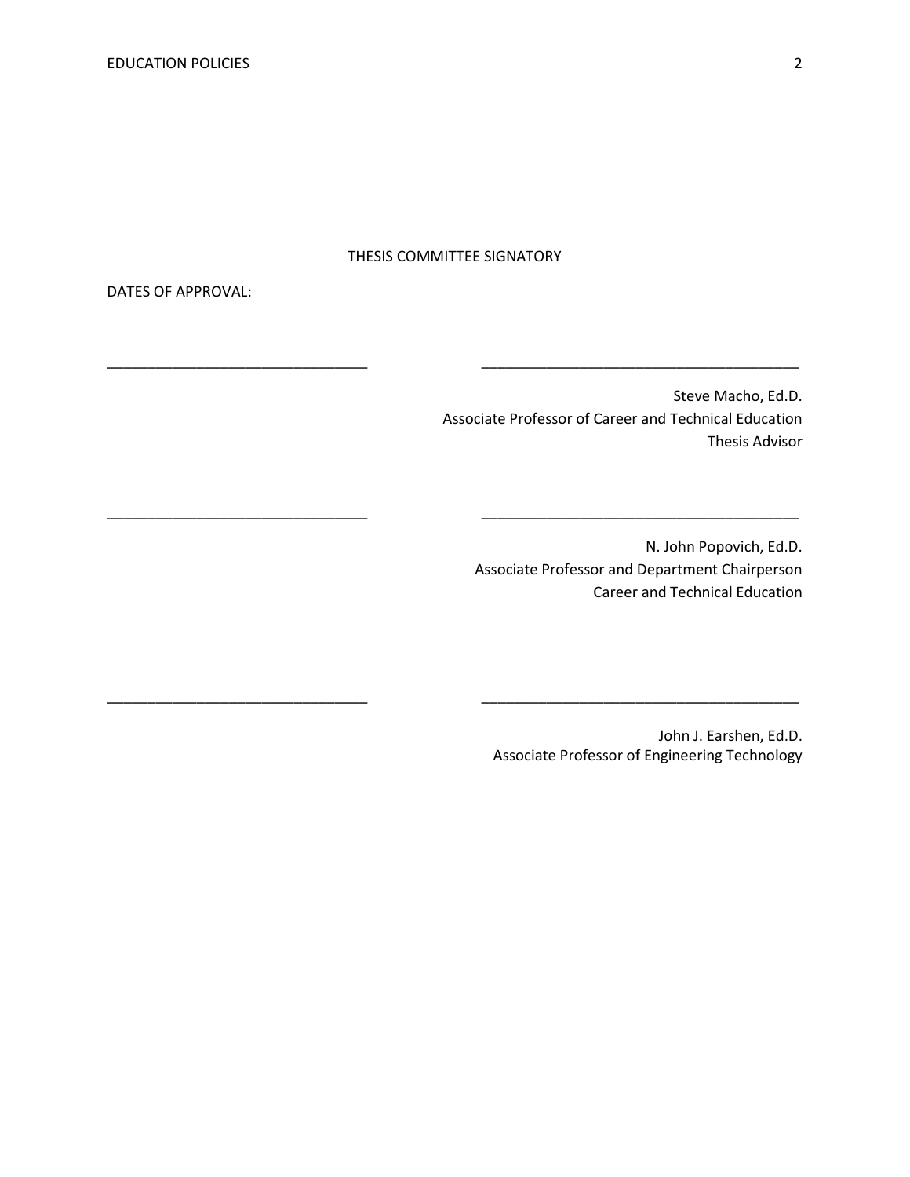THESIS COMMITTEE SIGNATORY

DATES OF APPROVAL:

________________________________ ________________________________________

Steve Macho, Ed.D.
Associate Professor of Career and Technical Education
Thesis Advisor

________________________________ ________________________________________

N. John Popovich, Ed.D.
Associate Professor and Department Chairperson
Career and Technical Education

________________________________ ________________________________________

John J. Earshen, Ed.D.
Associate Professor of Engineering Technology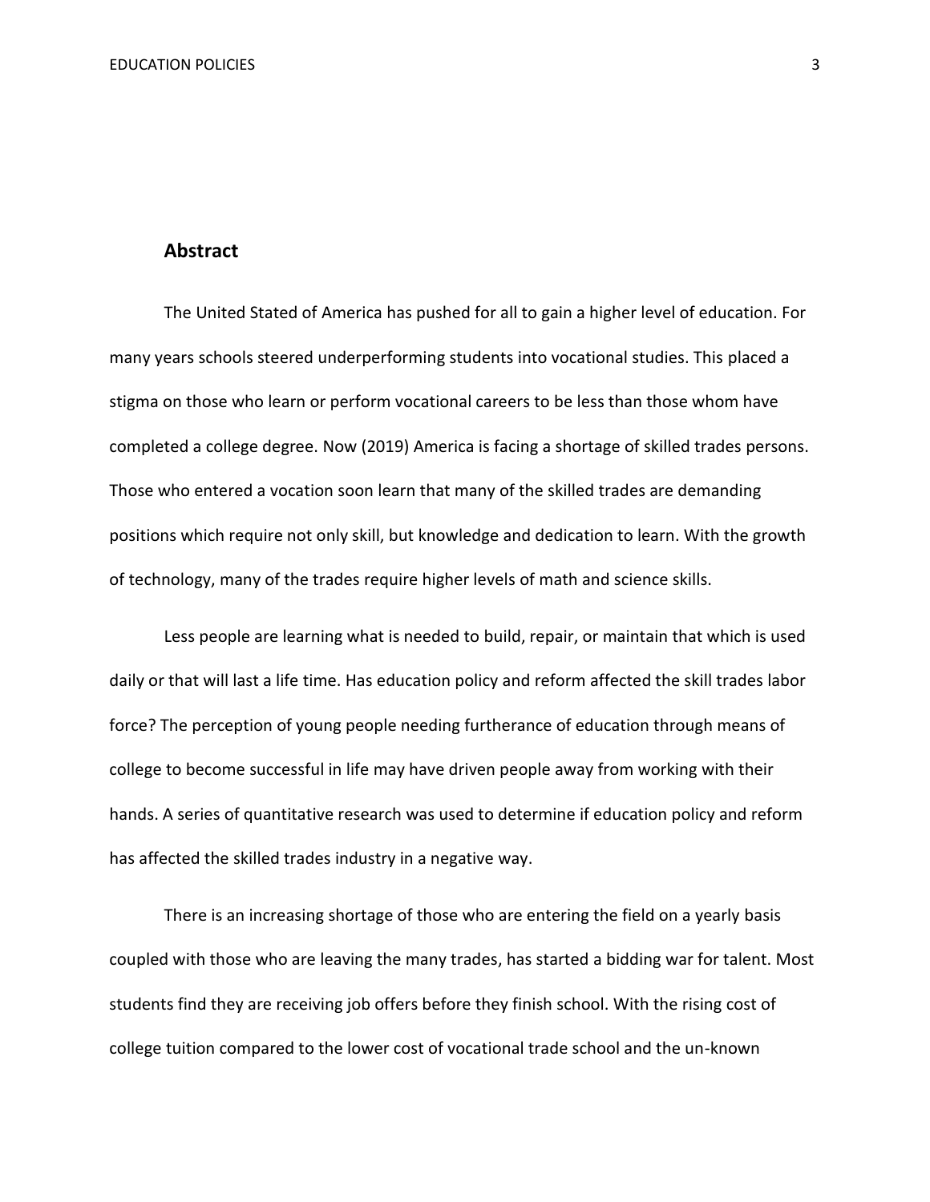## Abstract

The United Stated of America has pushed for all to gain a higher level of education. For many years schools steered underperforming students into vocational studies. This placed a stigma on those who learn or perform vocational careers to be less than those whom have completed a college degree. Now (2019) America is facing a shortage of skilled trades persons. Those who entered a vocation soon learn that many of the skilled trades are demanding positions which require not only skill, but knowledge and dedication to learn. With the growth of technology, many of the trades require higher levels of math and science skills.

Less people are learning what is needed to build, repair, or maintain that which is used daily or that will last a life time. Has education policy and reform affected the skill trades labor force? The perception of young people needing furtherance of education through means of college to become successful in life may have driven people away from working with their hands. A series of quantitative research was used to determine if education policy and reform has affected the skilled trades industry in a negative way.

There is an increasing shortage of those who are entering the field on a yearly basis coupled with those who are leaving the many trades, has started a bidding war for talent. Most students find they are receiving job offers before they finish school. With the rising cost of college tuition compared to the lower cost of vocational trade school and the un-known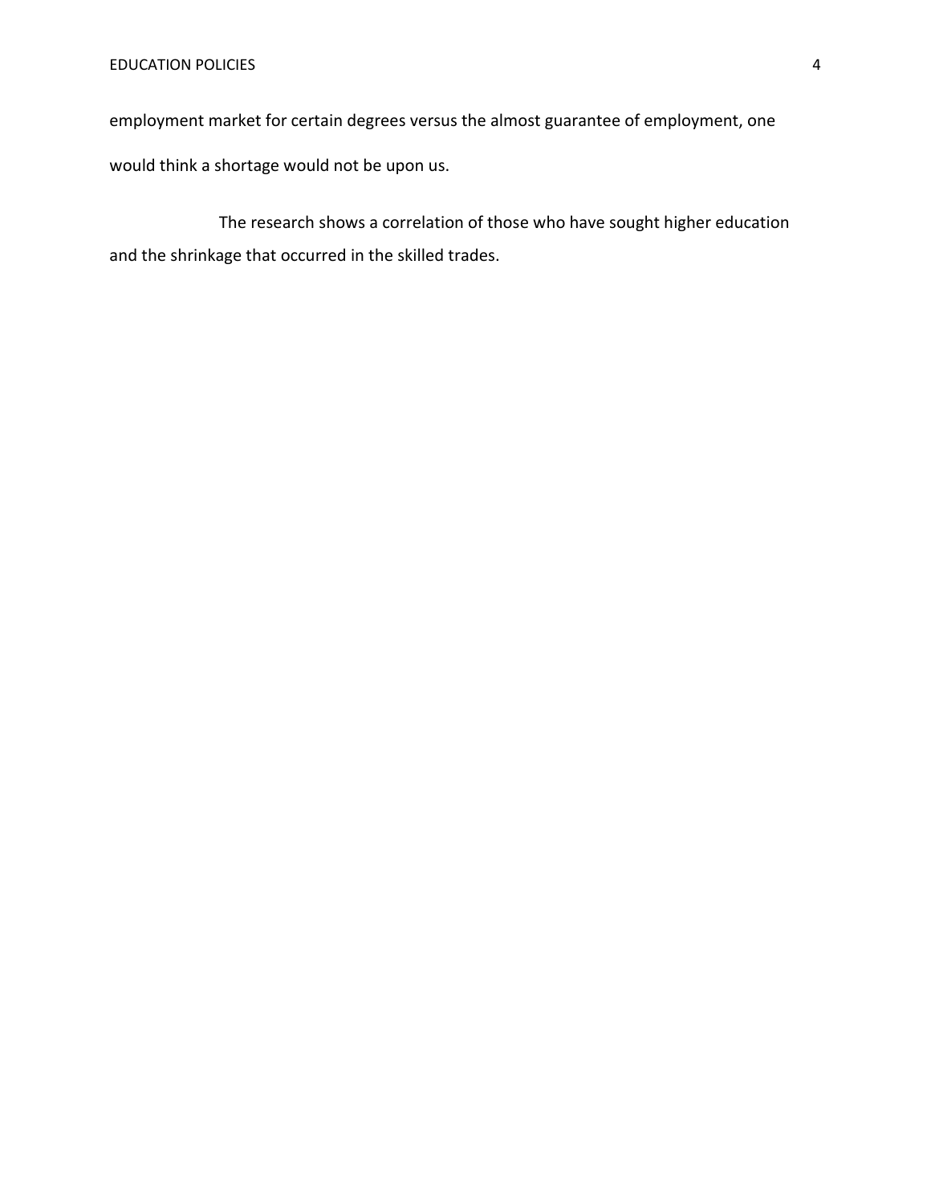employment market for certain degrees versus the almost guarantee of employment, one would think a shortage would not be upon us.

The research shows a correlation of those who have sought higher education and the shrinkage that occurred in the skilled trades.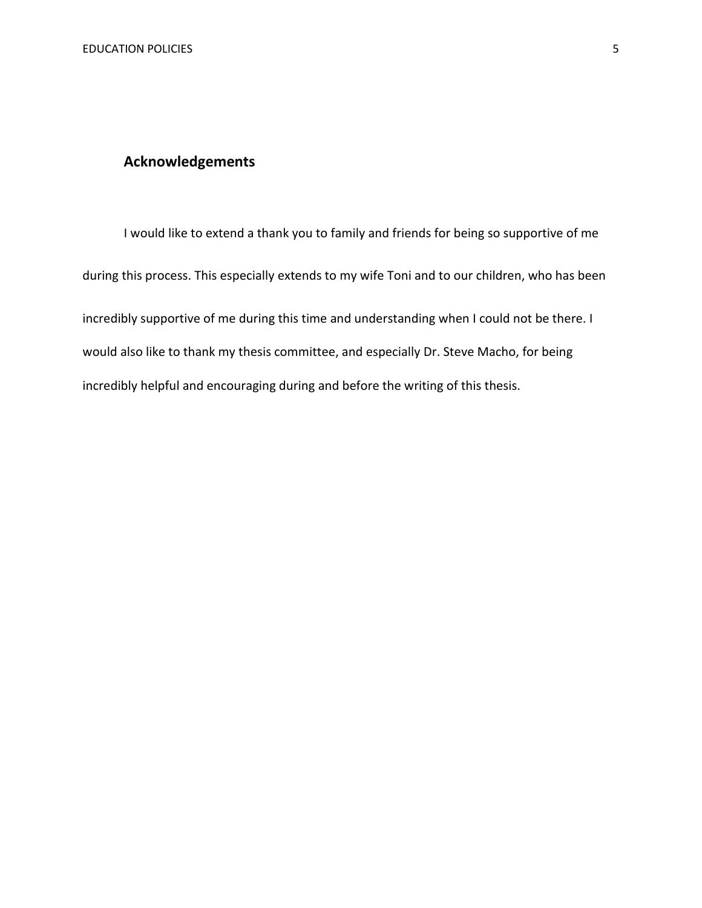## Acknowledgements

I would like to extend a thank you to family and friends for being so supportive of me during this process. This especially extends to my wife Toni and to our children, who has been incredibly supportive of me during this time and understanding when I could not be there. I would also like to thank my thesis committee, and especially Dr. Steve Macho, for being incredibly helpful and encouraging during and before the writing of this thesis.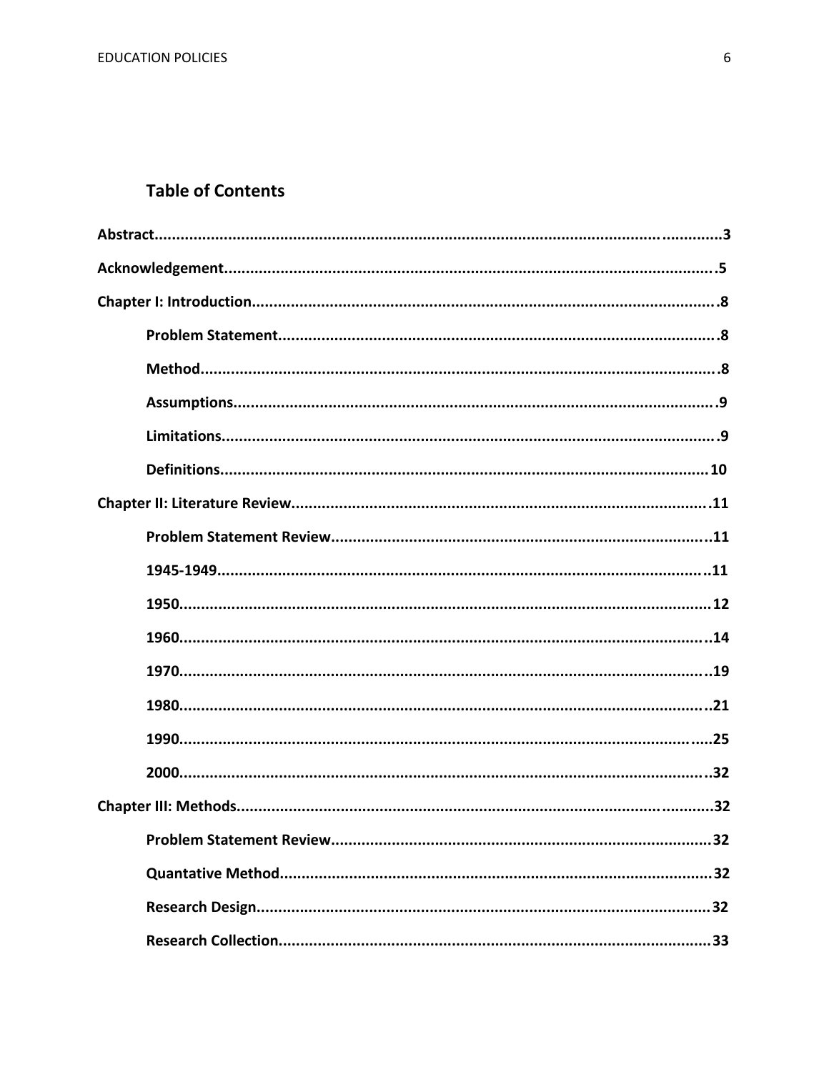## Table of Contents

**Abstract**..........................................................................................................................3

**Acknowledgement**.............................................................................................................5

**Chapter I: Introduction**.......................................................................................................8

- **Problem Statement**...................................................................................................8
- **Method**.....................................................................................................................8
- **Assumptions**.............................................................................................................9
- **Limitations**................................................................................................................9
- **Definitions**...............................................................................................................10

**Chapter II: Literature Review**............................................................................................11

- **Problem Statement Review**.....................................................................................11
- **1945-1949**...............................................................................................................11
- **1950**........................................................................................................................12
- **1960**........................................................................................................................14
- **1970**........................................................................................................................19
- **1980**........................................................................................................................21
- **1990**........................................................................................................................25
- **2000**........................................................................................................................32

**Chapter III: Methods**.........................................................................................................32

- **Problem Statement Review**.....................................................................................32
- **Quantative Method**..................................................................................................32
- **Research Design**......................................................................................................32
- **Research Collection**.................................................................................................33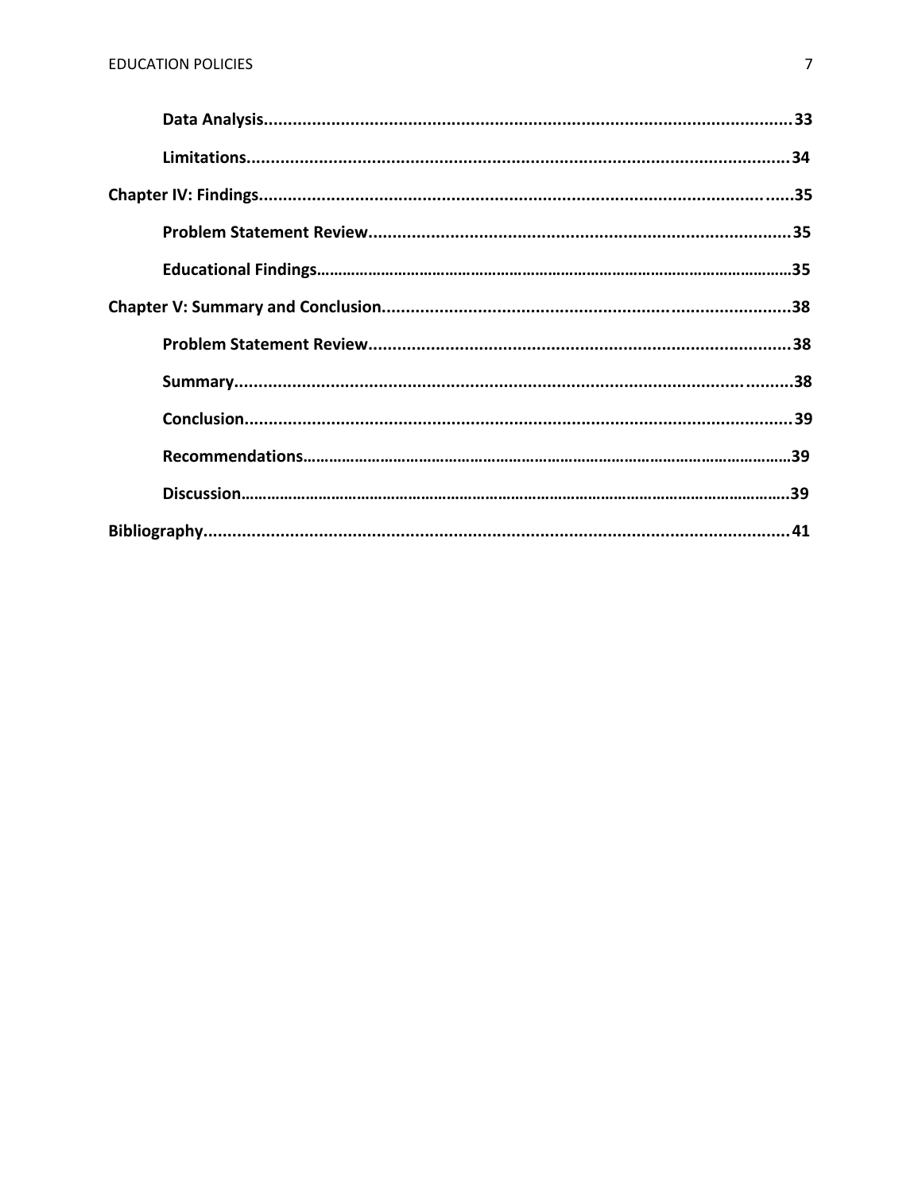**Data Analysis** ... 33

**Limitations** ... 34

**Chapter IV: Findings** ... 35

**Problem Statement Review** ... 35

**Educational Findings** ... 35

**Chapter V: Summary and Conclusion** ... 38

**Problem Statement Review** ... 38

**Summary** ... 38

**Conclusion** ... 39

**Recommendations** ... 39

**Discussion** ... 39

**Bibliography** ... 41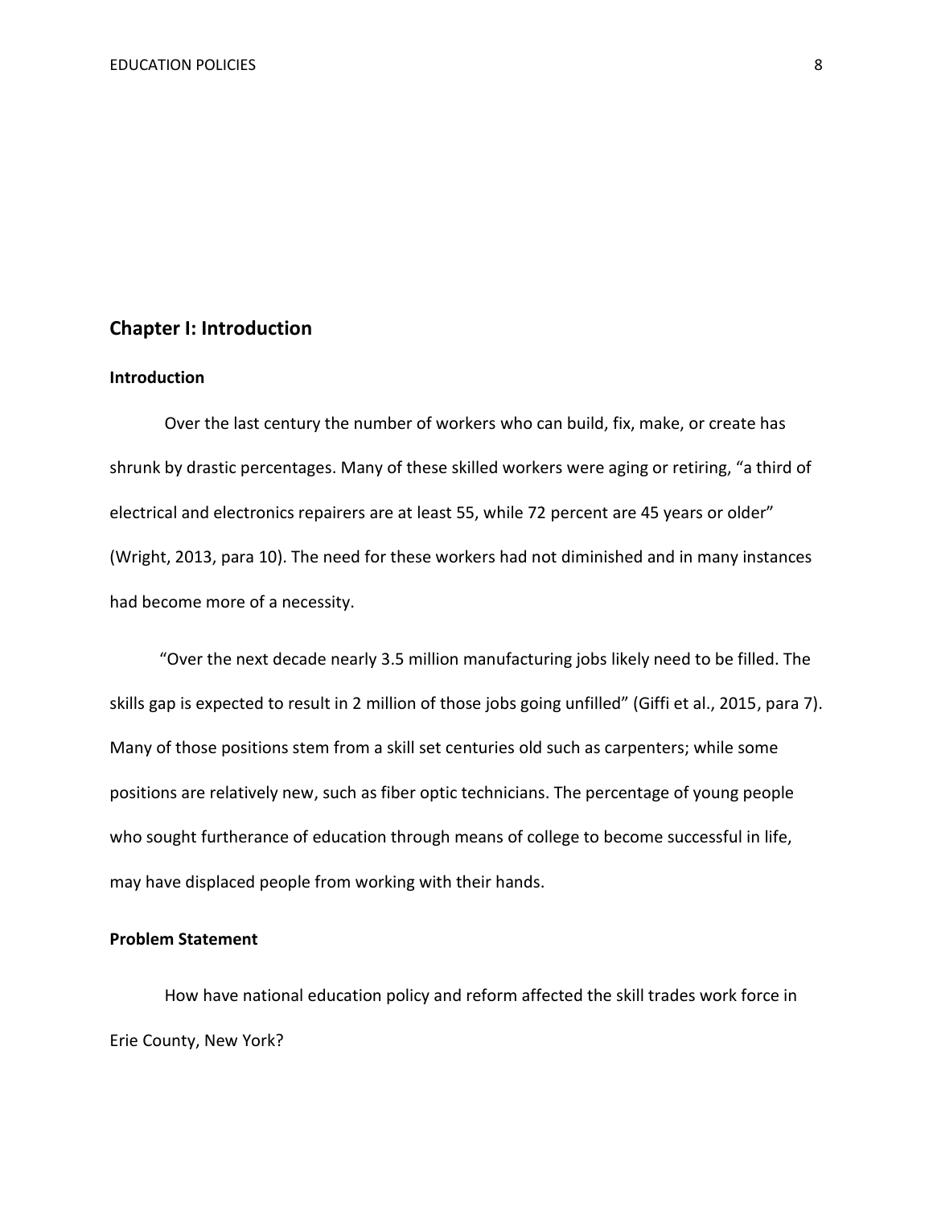## Chapter I: Introduction

### Introduction

Over the last century the number of workers who can build, fix, make, or create has shrunk by drastic percentages. Many of these skilled workers were aging or retiring, "a third of electrical and electronics repairers are at least 55, while 72 percent are 45 years or older" (Wright, 2013, para 10). The need for these workers had not diminished and in many instances had become more of a necessity.

"Over the next decade nearly 3.5 million manufacturing jobs likely need to be filled. The skills gap is expected to result in 2 million of those jobs going unfilled" (Giffi et al., 2015, para 7). Many of those positions stem from a skill set centuries old such as carpenters; while some positions are relatively new, such as fiber optic technicians. The percentage of young people who sought furtherance of education through means of college to become successful in life, may have displaced people from working with their hands.

### Problem Statement

How have national education policy and reform affected the skill trades work force in Erie County, New York?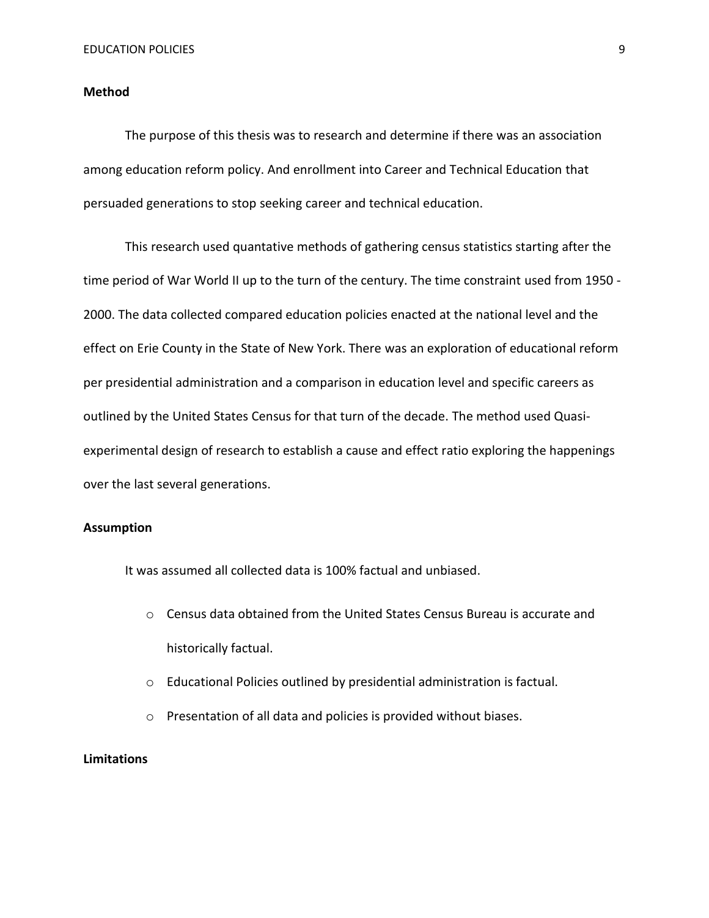## Method

The purpose of this thesis was to research and determine if there was an association among education reform policy. And enrollment into Career and Technical Education that persuaded generations to stop seeking career and technical education.

This research used quantative methods of gathering census statistics starting after the time period of War World II up to the turn of the century. The time constraint used from 1950 - 2000. The data collected compared education policies enacted at the national level and the effect on Erie County in the State of New York. There was an exploration of educational reform per presidential administration and a comparison in education level and specific careers as outlined by the United States Census for that turn of the decade. The method used Quasi-experimental design of research to establish a cause and effect ratio exploring the happenings over the last several generations.

## Assumption

It was assumed all collected data is 100% factual and unbiased.

- Census data obtained from the United States Census Bureau is accurate and historically factual.
- Educational Policies outlined by presidential administration is factual.
- Presentation of all data and policies is provided without biases.

## Limitations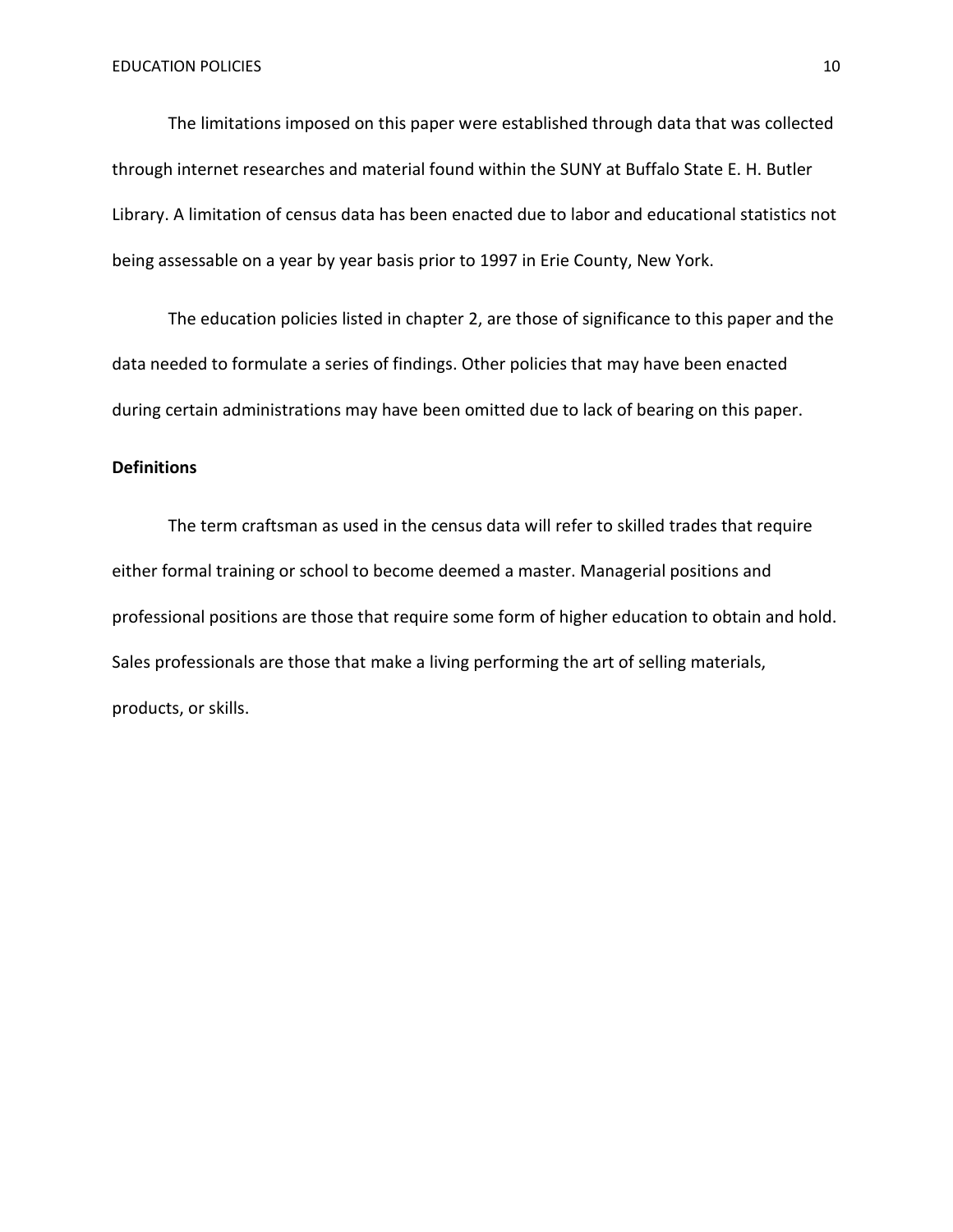The limitations imposed on this paper were established through data that was collected through internet researches and material found within the SUNY at Buffalo State E. H. Butler Library. A limitation of census data has been enacted due to labor and educational statistics not being assessable on a year by year basis prior to 1997 in Erie County, New York.

The education policies listed in chapter 2, are those of significance to this paper and the data needed to formulate a series of findings. Other policies that may have been enacted during certain administrations may have been omitted due to lack of bearing on this paper.

**Definitions**

The term craftsman as used in the census data will refer to skilled trades that require either formal training or school to become deemed a master. Managerial positions and professional positions are those that require some form of higher education to obtain and hold. Sales professionals are those that make a living performing the art of selling materials, products, or skills.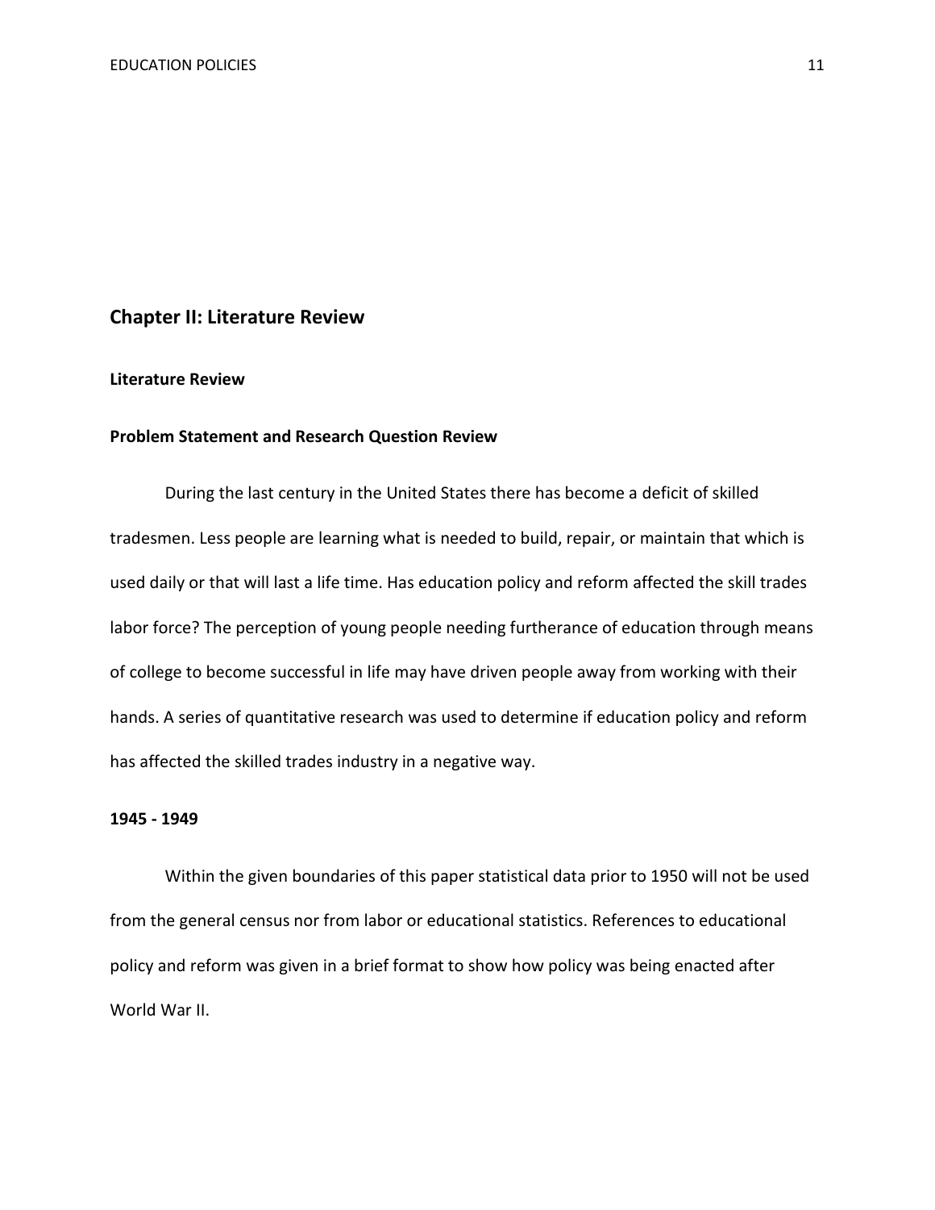## Chapter II: Literature Review

### Literature Review

### Problem Statement and Research Question Review

During the last century in the United States there has become a deficit of skilled tradesmen. Less people are learning what is needed to build, repair, or maintain that which is used daily or that will last a life time. Has education policy and reform affected the skill trades labor force? The perception of young people needing furtherance of education through means of college to become successful in life may have driven people away from working with their hands. A series of quantitative research was used to determine if education policy and reform has affected the skilled trades industry in a negative way.

### 1945 - 1949

Within the given boundaries of this paper statistical data prior to 1950 will not be used from the general census nor from labor or educational statistics. References to educational policy and reform was given in a brief format to show how policy was being enacted after World War II.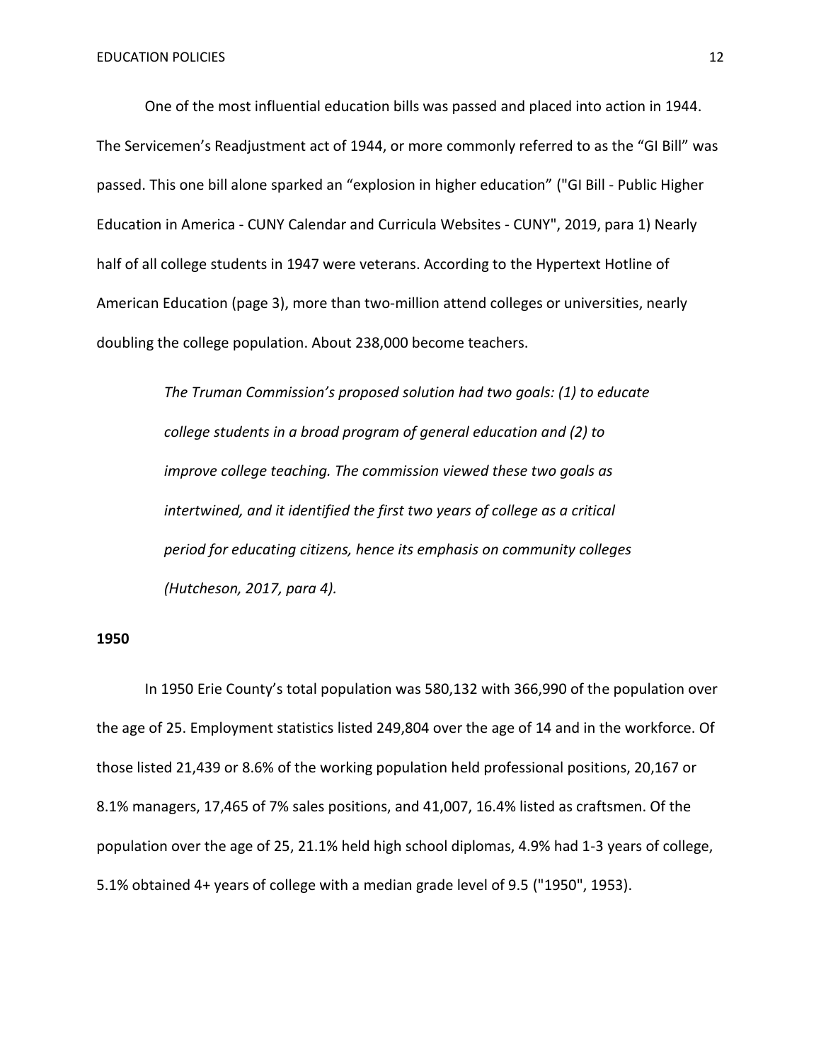One of the most influential education bills was passed and placed into action in 1944. The Servicemen's Readjustment act of 1944, or more commonly referred to as the "GI Bill" was passed. This one bill alone sparked an "explosion in higher education" ("GI Bill - Public Higher Education in America - CUNY Calendar and Curricula Websites - CUNY", 2019, para 1) Nearly half of all college students in 1947 were veterans. According to the Hypertext Hotline of American Education (page 3), more than two-million attend colleges or universities, nearly doubling the college population. About 238,000 become teachers.

> *The Truman Commission's proposed solution had two goals: (1) to educate college students in a broad program of general education and (2) to improve college teaching. The commission viewed these two goals as intertwined, and it identified the first two years of college as a critical period for educating citizens, hence its emphasis on community colleges (Hutcheson, 2017, para 4).*

**1950**

In 1950 Erie County's total population was 580,132 with 366,990 of the population over the age of 25. Employment statistics listed 249,804 over the age of 14 and in the workforce. Of those listed 21,439 or 8.6% of the working population held professional positions, 20,167 or 8.1% managers, 17,465 of 7% sales positions, and 41,007, 16.4% listed as craftsmen. Of the population over the age of 25, 21.1% held high school diplomas, 4.9% had 1-3 years of college, 5.1% obtained 4+ years of college with a median grade level of 9.5 ("1950", 1953).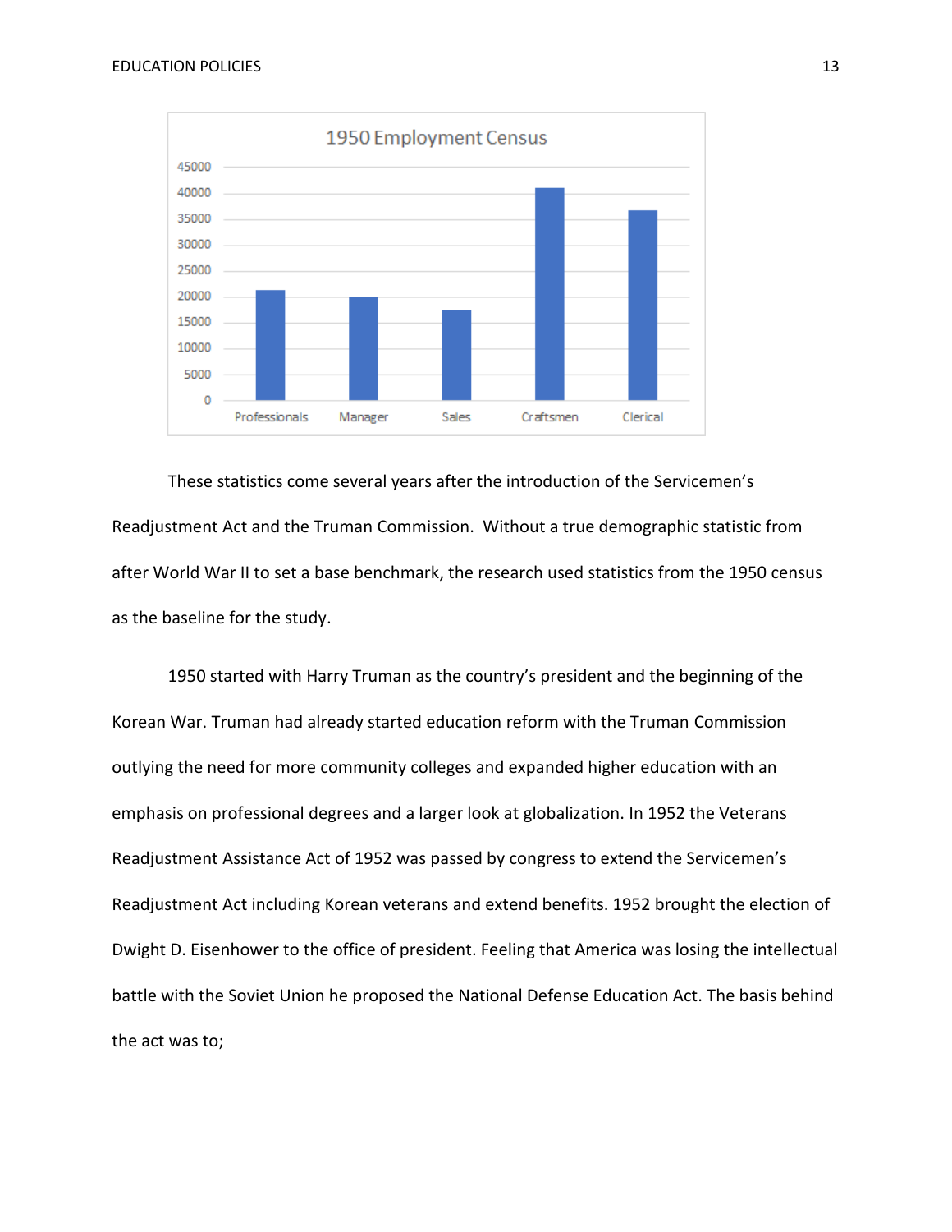1950 Employment Census

45000
40000
35000
30000
25000
20000
15000
10000
5000
0

Professionals
Manager
Sales
Craftsmen
Clerical

These statistics come several years after the introduction of the Servicemen's Readjustment Act and the Truman Commission.  Without a true demographic statistic from after World War II to set a base benchmark, the research used statistics from the 1950 census as the baseline for the study.

1950 started with Harry Truman as the country's president and the beginning of the Korean War. Truman had already started education reform with the Truman Commission outlying the need for more community colleges and expanded higher education with an emphasis on professional degrees and a larger look at globalization. In 1952 the Veterans Readjustment Assistance Act of 1952 was passed by congress to extend the Servicemen's Readjustment Act including Korean veterans and extend benefits. 1952 brought the election of Dwight D. Eisenhower to the office of president. Feeling that America was losing the intellectual battle with the Soviet Union he proposed the National Defense Education Act. The basis behind the act was to;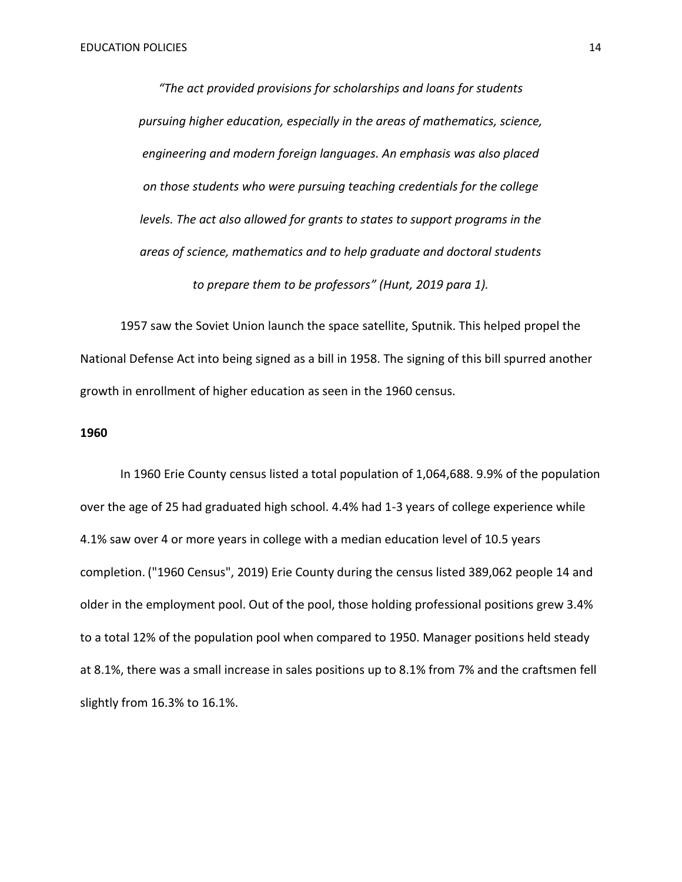> *"The act provided provisions for scholarships and loans for students pursuing higher education, especially in the areas of mathematics, science, engineering and modern foreign languages. An emphasis was also placed on those students who were pursuing teaching credentials for the college levels. The act also allowed for grants to states to support programs in the areas of science, mathematics and to help graduate and doctoral students to prepare them to be professors" (Hunt, 2019 para 1).*

1957 saw the Soviet Union launch the space satellite, Sputnik. This helped propel the National Defense Act into being signed as a bill in 1958. The signing of this bill spurred another growth in enrollment of higher education as seen in the 1960 census.

**1960**

In 1960 Erie County census listed a total population of 1,064,688. 9.9% of the population over the age of 25 had graduated high school. 4.4% had 1-3 years of college experience while 4.1% saw over 4 or more years in college with a median education level of 10.5 years completion. ("1960 Census", 2019) Erie County during the census listed 389,062 people 14 and older in the employment pool. Out of the pool, those holding professional positions grew 3.4% to a total 12% of the population pool when compared to 1950. Manager positions held steady at 8.1%, there was a small increase in sales positions up to 8.1% from 7% and the craftsmen fell slightly from 16.3% to 16.1%.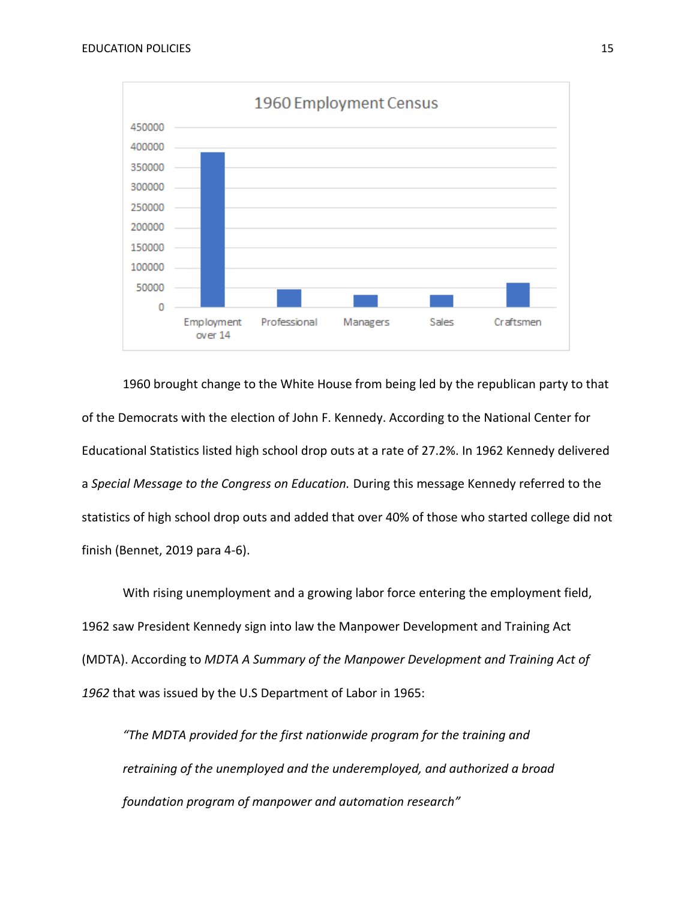1960 Employment Census

450000
400000
350000
300000
250000
200000
150000
100000
50000
0

Employment over 14
Professional
Managers
Sales
Craftsmen

1960 brought change to the White House from being led by the republican party to that of the Democrats with the election of John F. Kennedy. According to the National Center for Educational Statistics listed high school drop outs at a rate of 27.2%. In 1962 Kennedy delivered a *Special Message to the Congress on Education.* During this message Kennedy referred to the statistics of high school drop outs and added that over 40% of those who started college did not finish (Bennet, 2019 para 4-6).

With rising unemployment and a growing labor force entering the employment field, 1962 saw President Kennedy sign into law the Manpower Development and Training Act (MDTA). According to *MDTA A Summary of the Manpower Development and Training Act of 1962* that was issued by the U.S Department of Labor in 1965:

> *"The MDTA provided for the first nationwide program for the training and retraining of the unemployed and the underemployed, and authorized a broad foundation program of manpower and automation research"*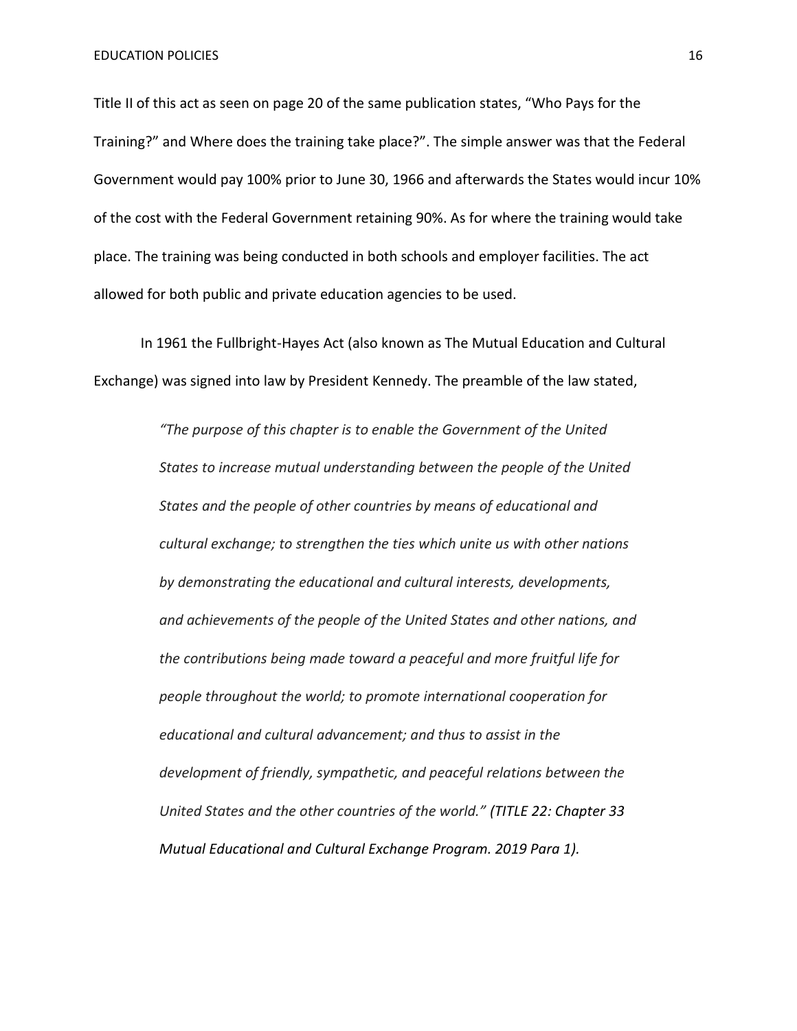Title II of this act as seen on page 20 of the same publication states, "Who Pays for the Training?" and Where does the training take place?". The simple answer was that the Federal Government would pay 100% prior to June 30, 1966 and afterwards the States would incur 10% of the cost with the Federal Government retaining 90%. As for where the training would take place. The training was being conducted in both schools and employer facilities. The act allowed for both public and private education agencies to be used.

In 1961 the Fullbright-Hayes Act (also known as The Mutual Education and Cultural Exchange) was signed into law by President Kennedy. The preamble of the law stated,

> *"The purpose of this chapter is to enable the Government of the United States to increase mutual understanding between the people of the United States and the people of other countries by means of educational and cultural exchange; to strengthen the ties which unite us with other nations by demonstrating the educational and cultural interests, developments, and achievements of the people of the United States and other nations, and the contributions being made toward a peaceful and more fruitful life for people throughout the world; to promote international cooperation for educational and cultural advancement; and thus to assist in the development of friendly, sympathetic, and peaceful relations between the United States and the other countries of the world." (TITLE 22: Chapter 33 Mutual Educational and Cultural Exchange Program. 2019 Para 1).*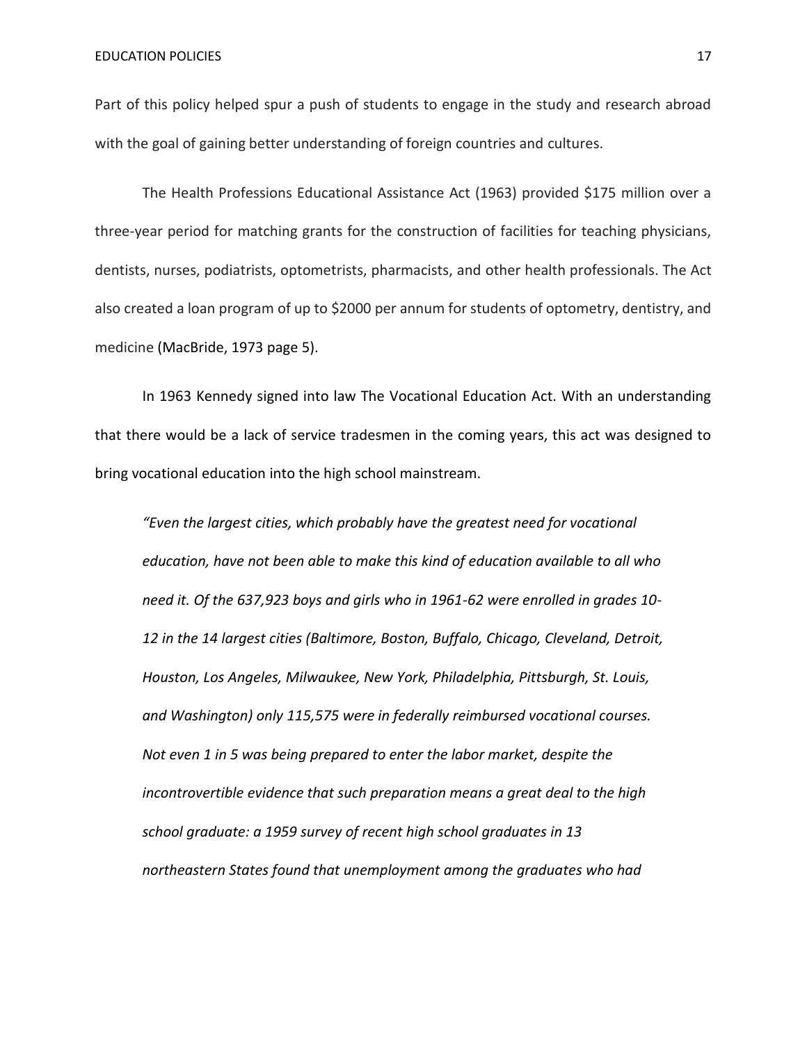Part of this policy helped spur a push of students to engage in the study and research abroad with the goal of gaining better understanding of foreign countries and cultures.

The Health Professions Educational Assistance Act (1963) provided $175 million over a three-year period for matching grants for the construction of facilities for teaching physicians, dentists, nurses, podiatrists, optometrists, pharmacists, and other health professionals. The Act also created a loan program of up to $2000 per annum for students of optometry, dentistry, and medicine (MacBride, 1973 page 5).

In 1963 Kennedy signed into law The Vocational Education Act. With an understanding that there would be a lack of service tradesmen in the coming years, this act was designed to bring vocational education into the high school mainstream.

> *"Even the largest cities, which probably have the greatest need for vocational education, have not been able to make this kind of education available to all who need it. Of the 637,923 boys and girls who in 1961-62 were enrolled in grades 10-12 in the 14 largest cities (Baltimore, Boston, Buffalo, Chicago, Cleveland, Detroit, Houston, Los Angeles, Milwaukee, New York, Philadelphia, Pittsburgh, St. Louis, and Washington) only 115,575 were in federally reimbursed vocational courses. Not even 1 in 5 was being prepared to enter the labor market, despite the incontrovertible evidence that such preparation means a great deal to the high school graduate: a 1959 survey of recent high school graduates in 13 northeastern States found that unemployment among the graduates who had*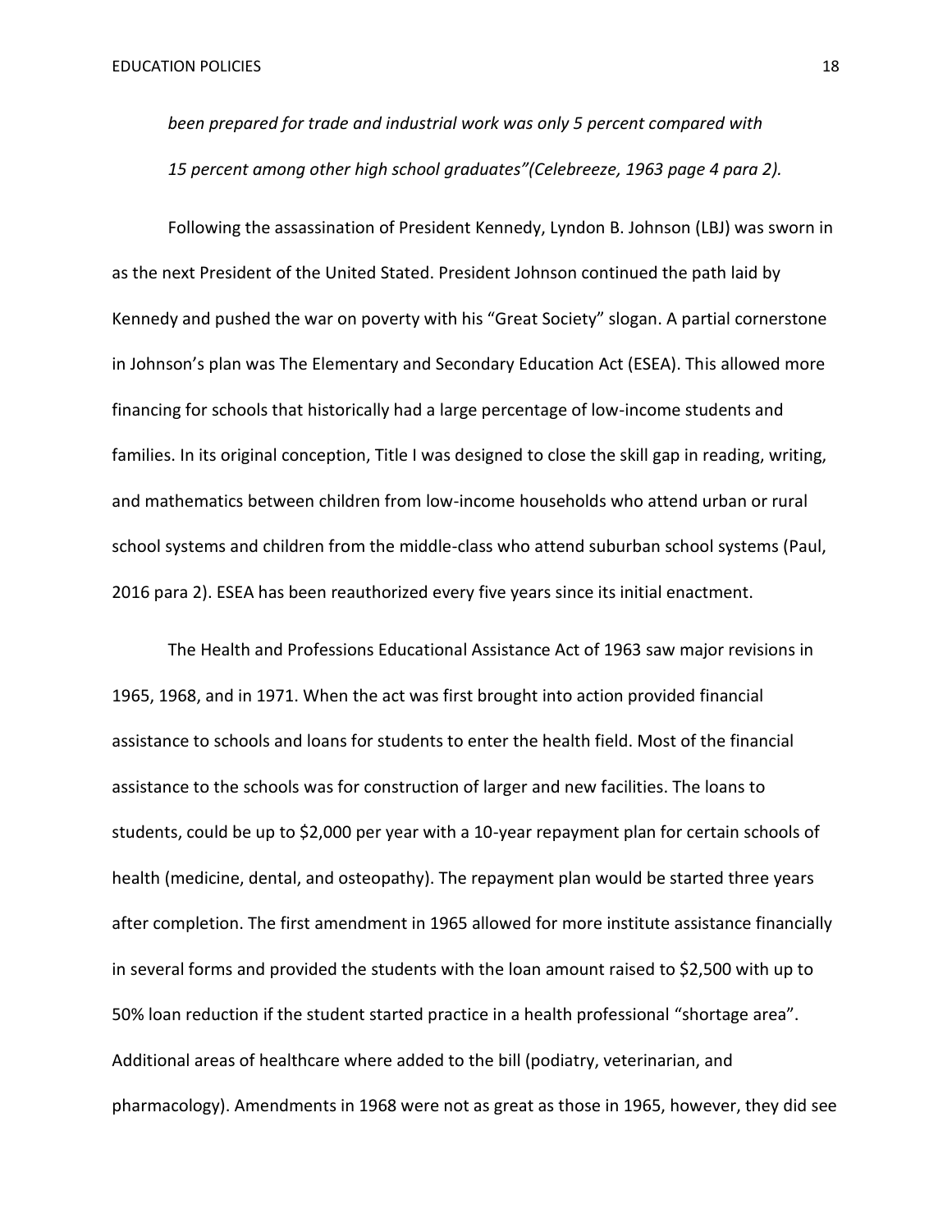*been prepared for trade and industrial work was only 5 percent compared with 15 percent among other high school graduates"(Celebreeze, 1963 page 4 para 2).*

Following the assassination of President Kennedy, Lyndon B. Johnson (LBJ) was sworn in as the next President of the United Stated. President Johnson continued the path laid by Kennedy and pushed the war on poverty with his "Great Society" slogan. A partial cornerstone in Johnson's plan was The Elementary and Secondary Education Act (ESEA). This allowed more financing for schools that historically had a large percentage of low-income students and families. In its original conception, Title I was designed to close the skill gap in reading, writing, and mathematics between children from low-income households who attend urban or rural school systems and children from the middle-class who attend suburban school systems (Paul, 2016 para 2). ESEA has been reauthorized every five years since its initial enactment.

The Health and Professions Educational Assistance Act of 1963 saw major revisions in 1965, 1968, and in 1971. When the act was first brought into action provided financial assistance to schools and loans for students to enter the health field. Most of the financial assistance to the schools was for construction of larger and new facilities. The loans to students, could be up to $2,000 per year with a 10-year repayment plan for certain schools of health (medicine, dental, and osteopathy). The repayment plan would be started three years after completion. The first amendment in 1965 allowed for more institute assistance financially in several forms and provided the students with the loan amount raised to $2,500 with up to 50% loan reduction if the student started practice in a health professional "shortage area". Additional areas of healthcare where added to the bill (podiatry, veterinarian, and pharmacology). Amendments in 1968 were not as great as those in 1965, however, they did see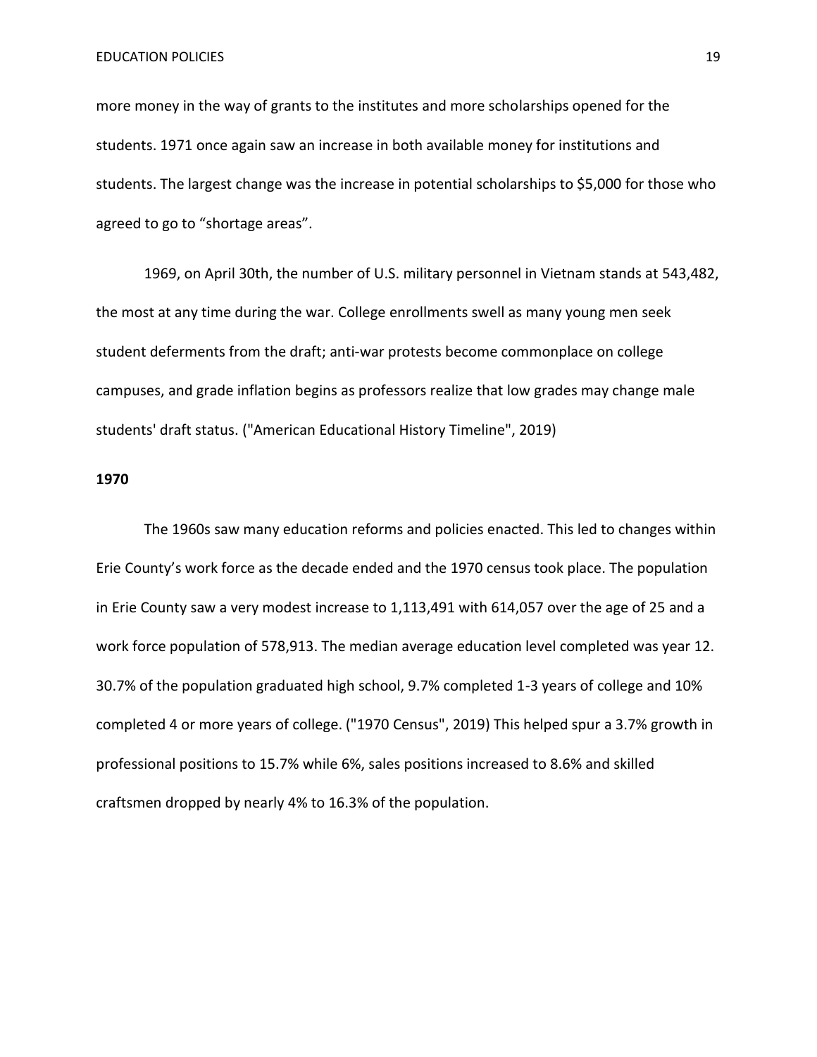more money in the way of grants to the institutes and more scholarships opened for the students. 1971 once again saw an increase in both available money for institutions and students. The largest change was the increase in potential scholarships to $5,000 for those who agreed to go to "shortage areas".

1969, on April 30th, the number of U.S. military personnel in Vietnam stands at 543,482, the most at any time during the war. College enrollments swell as many young men seek student deferments from the draft; anti-war protests become commonplace on college campuses, and grade inflation begins as professors realize that low grades may change male students' draft status. ("American Educational History Timeline", 2019)

**1970**

The 1960s saw many education reforms and policies enacted. This led to changes within Erie County's work force as the decade ended and the 1970 census took place. The population in Erie County saw a very modest increase to 1,113,491 with 614,057 over the age of 25 and a work force population of 578,913. The median average education level completed was year 12. 30.7% of the population graduated high school, 9.7% completed 1-3 years of college and 10% completed 4 or more years of college. ("1970 Census", 2019) This helped spur a 3.7% growth in professional positions to 15.7% while 6%, sales positions increased to 8.6% and skilled craftsmen dropped by nearly 4% to 16.3% of the population.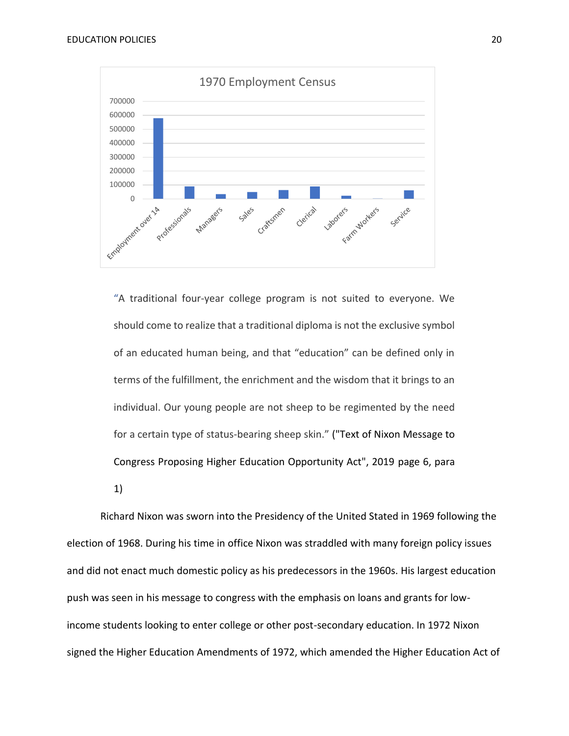1970 Employment Census

700000
600000
500000
400000
300000
200000
100000
0

Employment over 14
Professionals
Managers
Sales
Craftsmen
Clerical
Laborers
Farm Workers
Service

> "A traditional four-year college program is not suited to everyone. We should come to realize that a traditional diploma is not the exclusive symbol of an educated human being, and that "education" can be defined only in terms of the fulfillment, the enrichment and the wisdom that it brings to an individual. Our young people are not sheep to be regimented by the need for a certain type of status-bearing sheep skin." ("Text of Nixon Message to Congress Proposing Higher Education Opportunity Act", 2019 page 6, para 1)

Richard Nixon was sworn into the Presidency of the United Stated in 1969 following the election of 1968. During his time in office Nixon was straddled with many foreign policy issues and did not enact much domestic policy as his predecessors in the 1960s. His largest education push was seen in his message to congress with the emphasis on loans and grants for low-income students looking to enter college or other post-secondary education. In 1972 Nixon signed the Higher Education Amendments of 1972, which amended the Higher Education Act of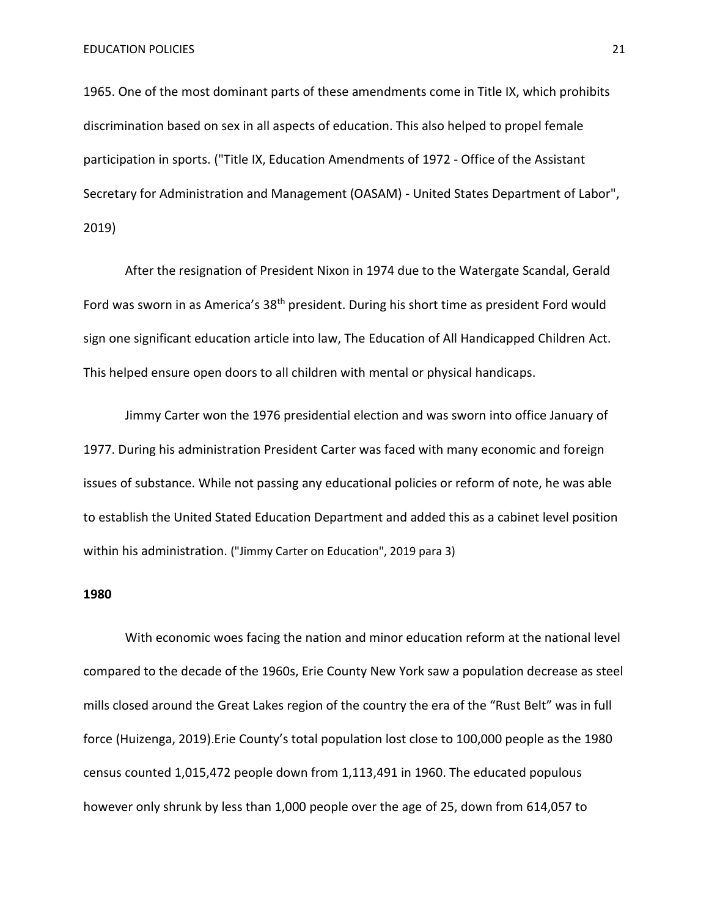1965. One of the most dominant parts of these amendments come in Title IX, which prohibits discrimination based on sex in all aspects of education. This also helped to propel female participation in sports. ("Title IX, Education Amendments of 1972 - Office of the Assistant Secretary for Administration and Management (OASAM) - United States Department of Labor", 2019)

After the resignation of President Nixon in 1974 due to the Watergate Scandal, Gerald Ford was sworn in as America's 38th president. During his short time as president Ford would sign one significant education article into law, The Education of All Handicapped Children Act. This helped ensure open doors to all children with mental or physical handicaps.

Jimmy Carter won the 1976 presidential election and was sworn into office January of 1977. During his administration President Carter was faced with many economic and foreign issues of substance. While not passing any educational policies or reform of note, he was able to establish the United Stated Education Department and added this as a cabinet level position within his administration. ("Jimmy Carter on Education", 2019 para 3)

**1980**

With economic woes facing the nation and minor education reform at the national level compared to the decade of the 1960s, Erie County New York saw a population decrease as steel mills closed around the Great Lakes region of the country the era of the "Rust Belt" was in full force (Huizenga, 2019).Erie County's total population lost close to 100,000 people as the 1980 census counted 1,015,472 people down from 1,113,491 in 1960. The educated populous however only shrunk by less than 1,000 people over the age of 25, down from 614,057 to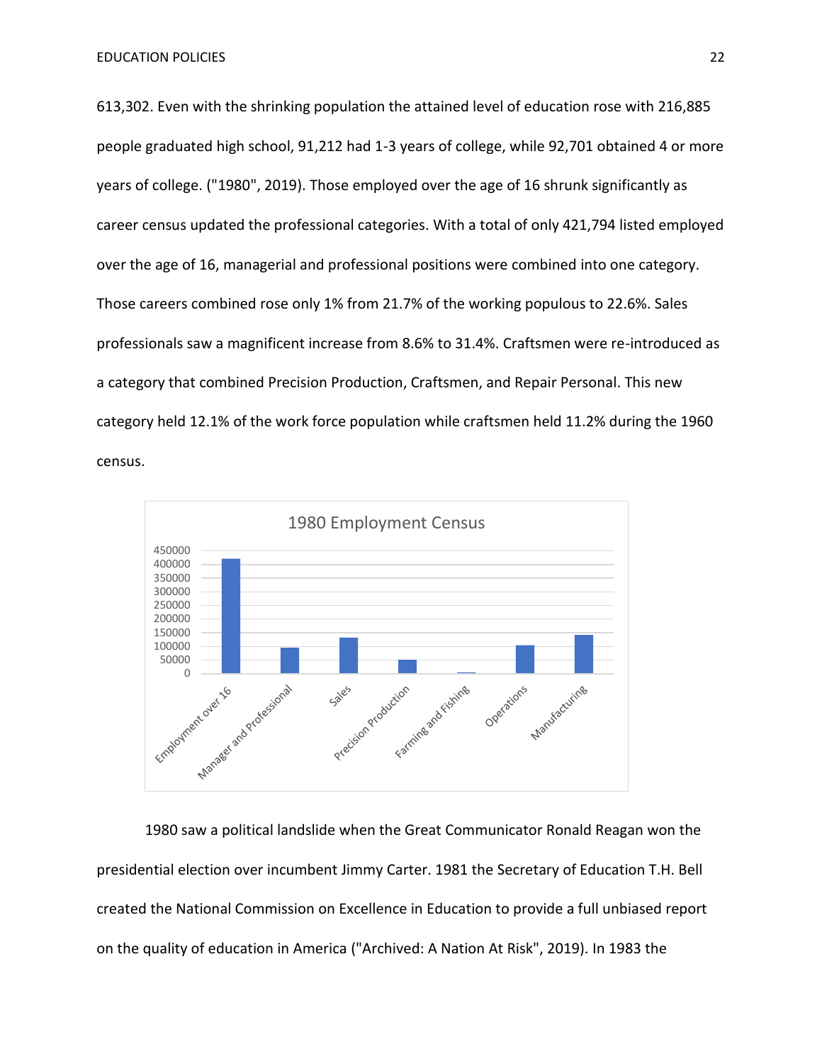613,302. Even with the shrinking population the attained level of education rose with 216,885 people graduated high school, 91,212 had 1-3 years of college, while 92,701 obtained 4 or more years of college. ("1980", 2019). Those employed over the age of 16 shrunk significantly as career census updated the professional categories. With a total of only 421,794 listed employed over the age of 16, managerial and professional positions were combined into one category. Those careers combined rose only 1% from 21.7% of the working populous to 22.6%. Sales professionals saw a magnificent increase from 8.6% to 31.4%. Craftsmen were re-introduced as a category that combined Precision Production, Craftsmen, and Repair Personal. This new category held 12.1% of the work force population while craftsmen held 11.2% during the 1960 census.

1980 saw a political landslide when the Great Communicator Ronald Reagan won the presidential election over incumbent Jimmy Carter. 1981 the Secretary of Education T.H. Bell created the National Commission on Excellence in Education to provide a full unbiased report on the quality of education in America ("Archived: A Nation At Risk", 2019). In 1983 the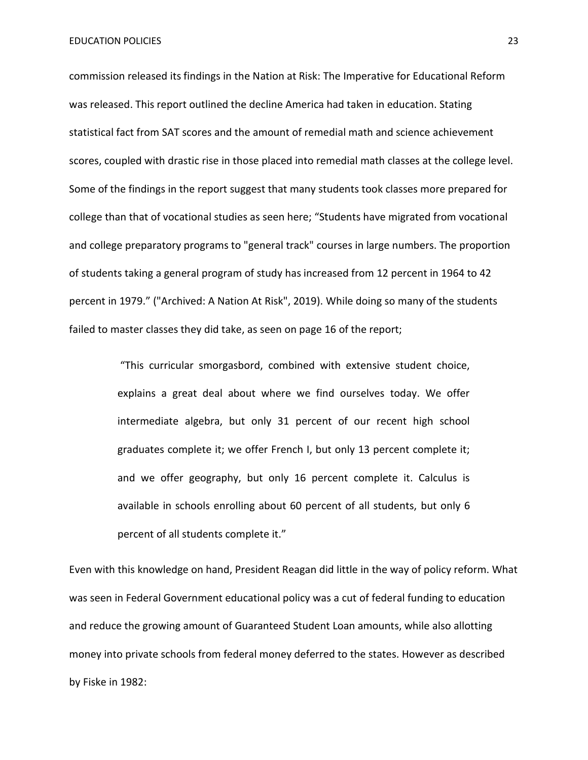commission released its findings in the Nation at Risk: The Imperative for Educational Reform was released. This report outlined the decline America had taken in education. Stating statistical fact from SAT scores and the amount of remedial math and science achievement scores, coupled with drastic rise in those placed into remedial math classes at the college level. Some of the findings in the report suggest that many students took classes more prepared for college than that of vocational studies as seen here; “Students have migrated from vocational and college preparatory programs to "general track" courses in large numbers. The proportion of students taking a general program of study has increased from 12 percent in 1964 to 42 percent in 1979.” ("Archived: A Nation At Risk", 2019). While doing so many of the students failed to master classes they did take, as seen on page 16 of the report;

> “This curricular smorgasbord, combined with extensive student choice, explains a great deal about where we find ourselves today. We offer intermediate algebra, but only 31 percent of our recent high school graduates complete it; we offer French I, but only 13 percent complete it; and we offer geography, but only 16 percent complete it. Calculus is available in schools enrolling about 60 percent of all students, but only 6 percent of all students complete it.”

Even with this knowledge on hand, President Reagan did little in the way of policy reform. What was seen in Federal Government educational policy was a cut of federal funding to education and reduce the growing amount of Guaranteed Student Loan amounts, while also allotting money into private schools from federal money deferred to the states. However as described by Fiske in 1982: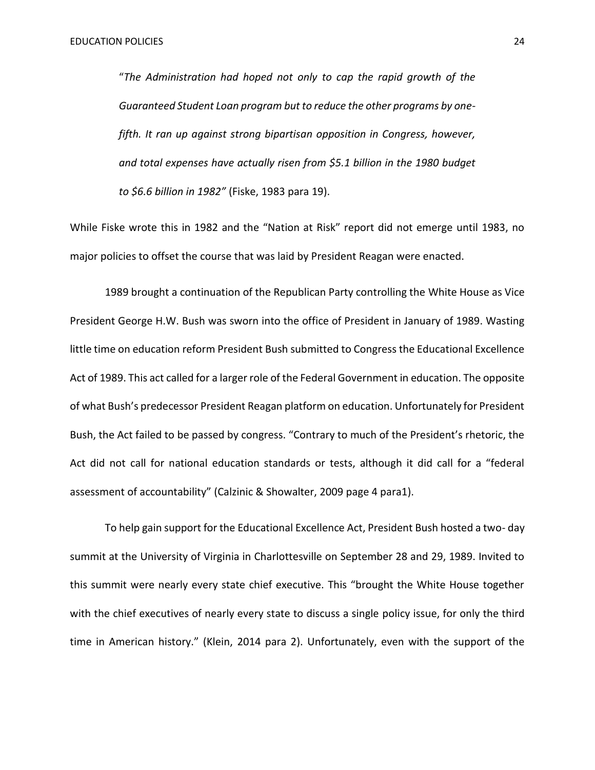> "*The Administration had hoped not only to cap the rapid growth of the Guaranteed Student Loan program but to reduce the other programs by one-fifth. It ran up against strong bipartisan opposition in Congress, however, and total expenses have actually risen from $5.1 billion in the 1980 budget to $6.6 billion in 1982"* (Fiske, 1983 para 19).

While Fiske wrote this in 1982 and the "Nation at Risk" report did not emerge until 1983, no major policies to offset the course that was laid by President Reagan were enacted.

1989 brought a continuation of the Republican Party controlling the White House as Vice President George H.W. Bush was sworn into the office of President in January of 1989. Wasting little time on education reform President Bush submitted to Congress the Educational Excellence Act of 1989. This act called for a larger role of the Federal Government in education. The opposite of what Bush's predecessor President Reagan platform on education. Unfortunately for President Bush, the Act failed to be passed by congress. "Contrary to much of the President's rhetoric, the Act did not call for national education standards or tests, although it did call for a "federal assessment of accountability" (Calzinic & Showalter, 2009 page 4 para1).

To help gain support for the Educational Excellence Act, President Bush hosted a two- day summit at the University of Virginia in Charlottesville on September 28 and 29, 1989. Invited to this summit were nearly every state chief executive. This "brought the White House together with the chief executives of nearly every state to discuss a single policy issue, for only the third time in American history." (Klein, 2014 para 2). Unfortunately, even with the support of the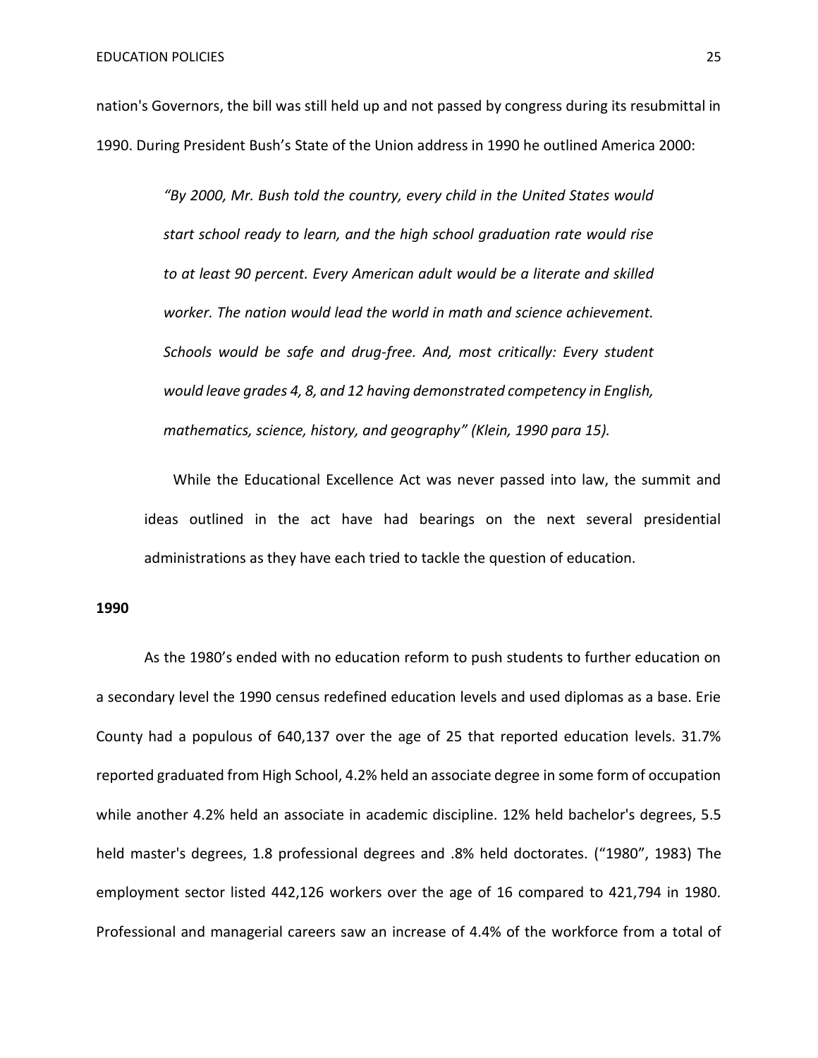nation's Governors, the bill was still held up and not passed by congress during its resubmittal in 1990. During President Bush's State of the Union address in 1990 he outlined America 2000:

> *"By 2000, Mr. Bush told the country, every child in the United States would start school ready to learn, and the high school graduation rate would rise to at least 90 percent. Every American adult would be a literate and skilled worker. The nation would lead the world in math and science achievement. Schools would be safe and drug-free. And, most critically: Every student would leave grades 4, 8, and 12 having demonstrated competency in English, mathematics, science, history, and geography" (Klein, 1990 para 15).*

While the Educational Excellence Act was never passed into law, the summit and ideas outlined in the act have had bearings on the next several presidential administrations as they have each tried to tackle the question of education.

**1990**

As the 1980's ended with no education reform to push students to further education on a secondary level the 1990 census redefined education levels and used diplomas as a base. Erie County had a populous of 640,137 over the age of 25 that reported education levels. 31.7% reported graduated from High School, 4.2% held an associate degree in some form of occupation while another 4.2% held an associate in academic discipline. 12% held bachelor's degrees, 5.5 held master's degrees, 1.8 professional degrees and .8% held doctorates. ("1980", 1983) The employment sector listed 442,126 workers over the age of 16 compared to 421,794 in 1980. Professional and managerial careers saw an increase of 4.4% of the workforce from a total of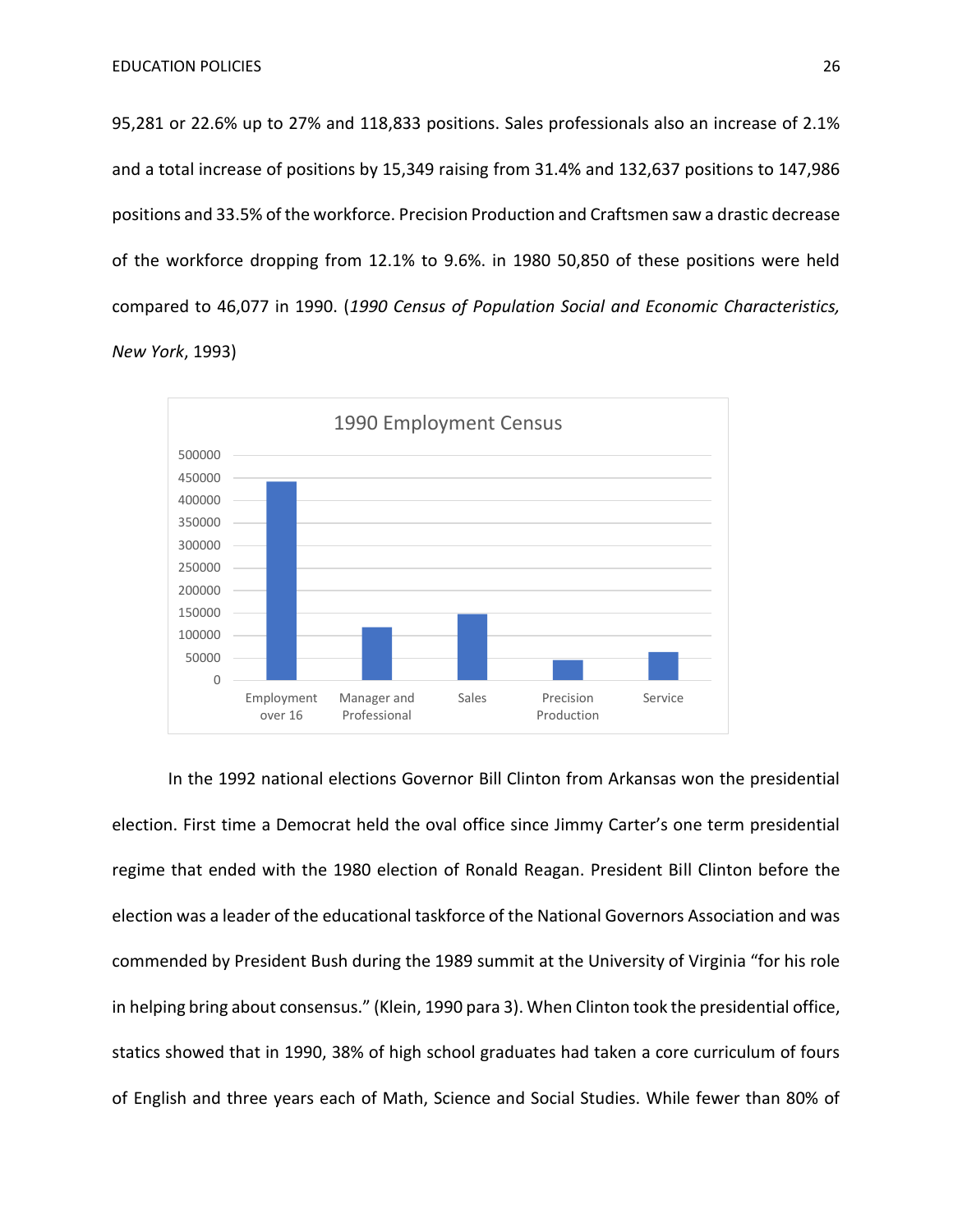95,281 or 22.6% up to 27% and 118,833 positions. Sales professionals also an increase of 2.1% and a total increase of positions by 15,349 raising from 31.4% and 132,637 positions to 147,986 positions and 33.5% of the workforce. Precision Production and Craftsmen saw a drastic decrease of the workforce dropping from 12.1% to 9.6%. in 1980 50,850 of these positions were held compared to 46,077 in 1990. (*1990 Census of Population Social and Economic Characteristics, New York*, 1993)

1990 Employment Census

500000
450000
400000
350000
300000
250000
200000
150000
100000
50000
0

Employment over 16
Manager and Professional
Sales
Precision Production
Service

In the 1992 national elections Governor Bill Clinton from Arkansas won the presidential election. First time a Democrat held the oval office since Jimmy Carter's one term presidential regime that ended with the 1980 election of Ronald Reagan. President Bill Clinton before the election was a leader of the educational taskforce of the National Governors Association and was commended by President Bush during the 1989 summit at the University of Virginia "for his role in helping bring about consensus." (Klein, 1990 para 3). When Clinton took the presidential office, statics showed that in 1990, 38% of high school graduates had taken a core curriculum of fours of English and three years each of Math, Science and Social Studies. While fewer than 80% of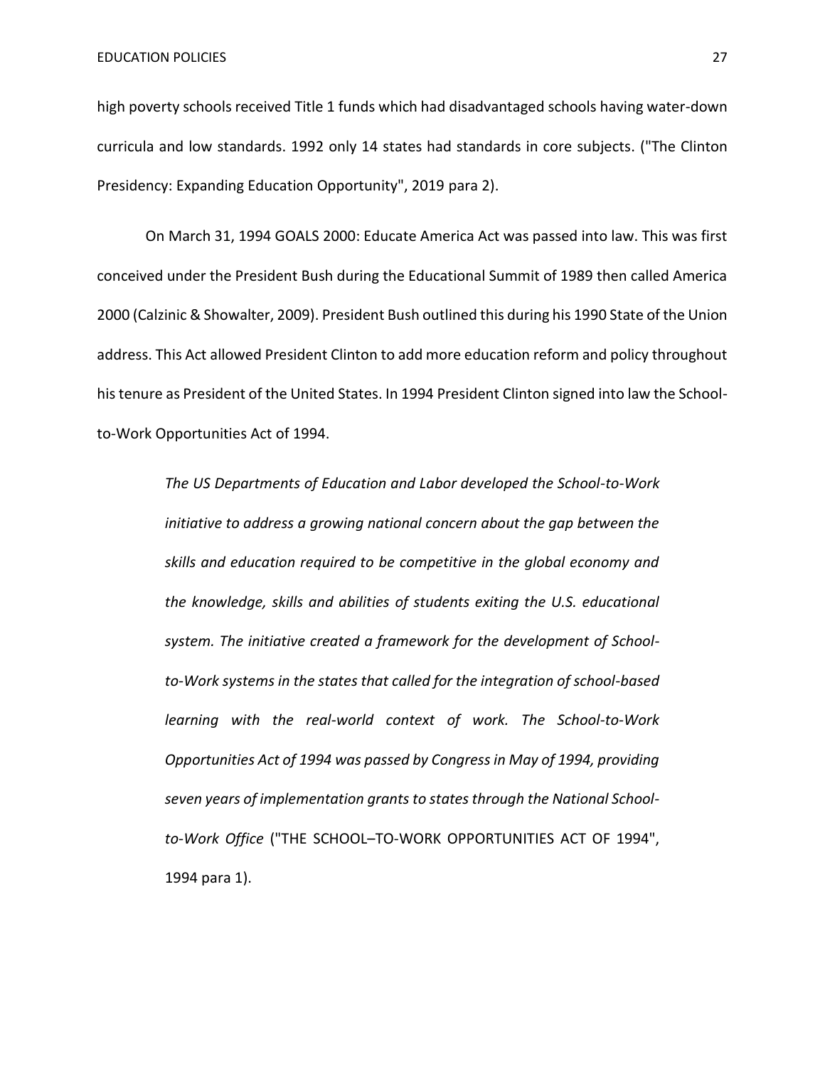high poverty schools received Title 1 funds which had disadvantaged schools having water-down curricula and low standards. 1992 only 14 states had standards in core subjects. ("The Clinton Presidency: Expanding Education Opportunity", 2019 para 2).

On March 31, 1994 GOALS 2000: Educate America Act was passed into law. This was first conceived under the President Bush during the Educational Summit of 1989 then called America 2000 (Calzinic & Showalter, 2009). President Bush outlined this during his 1990 State of the Union address. This Act allowed President Clinton to add more education reform and policy throughout his tenure as President of the United States. In 1994 President Clinton signed into law the School-to-Work Opportunities Act of 1994.

> *The US Departments of Education and Labor developed the School-to-Work initiative to address a growing national concern about the gap between the skills and education required to be competitive in the global economy and the knowledge, skills and abilities of students exiting the U.S. educational system. The initiative created a framework for the development of School-to-Work systems in the states that called for the integration of school-based learning with the real-world context of work. The School-to-Work Opportunities Act of 1994 was passed by Congress in May of 1994, providing seven years of implementation grants to states through the National School-to-Work Office* ("THE SCHOOL–TO-WORK OPPORTUNITIES ACT OF 1994", 1994 para 1).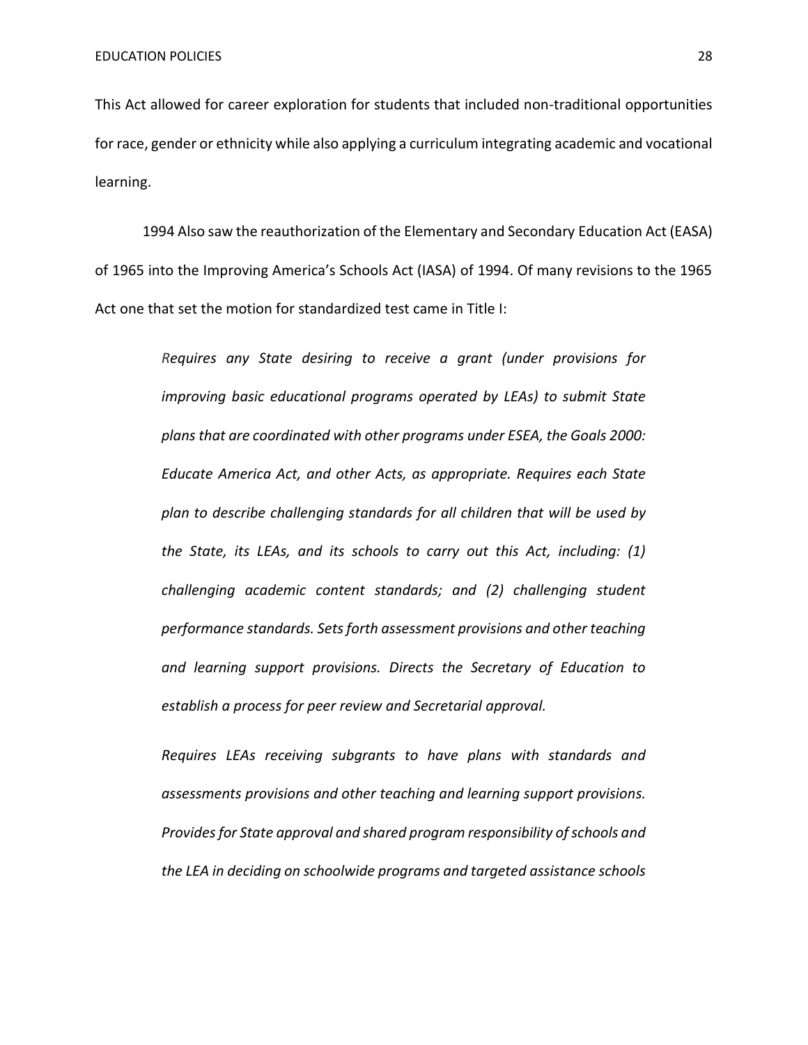This Act allowed for career exploration for students that included non-traditional opportunities for race, gender or ethnicity while also applying a curriculum integrating academic and vocational learning.

1994 Also saw the reauthorization of the Elementary and Secondary Education Act (EASA) of 1965 into the Improving America's Schools Act (IASA) of 1994. Of many revisions to the 1965 Act one that set the motion for standardized test came in Title I:

> *Requires any State desiring to receive a grant (under provisions for improving basic educational programs operated by LEAs) to submit State plans that are coordinated with other programs under ESEA, the Goals 2000: Educate America Act, and other Acts, as appropriate. Requires each State plan to describe challenging standards for all children that will be used by the State, its LEAs, and its schools to carry out this Act, including: (1) challenging academic content standards; and (2) challenging student performance standards. Sets forth assessment provisions and other teaching and learning support provisions. Directs the Secretary of Education to establish a process for peer review and Secretarial approval.*
>
> *Requires LEAs receiving subgrants to have plans with standards and assessments provisions and other teaching and learning support provisions. Provides for State approval and shared program responsibility of schools and the LEA in deciding on schoolwide programs and targeted assistance schools*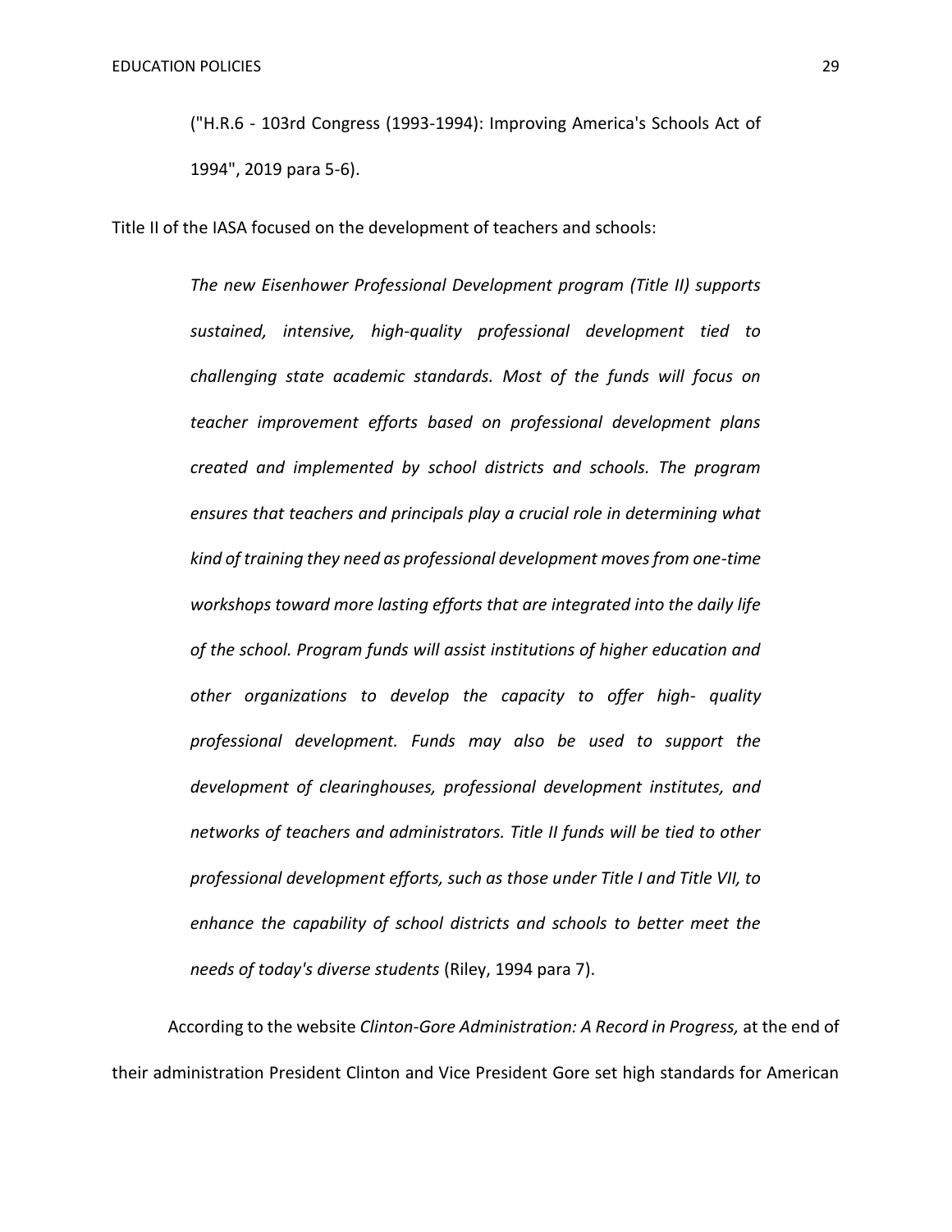("H.R.6 - 103rd Congress (1993-1994): Improving America's Schools Act of 1994", 2019 para 5-6).

Title II of the IASA focused on the development of teachers and schools:

> *The new Eisenhower Professional Development program (Title II) supports sustained, intensive, high-quality professional development tied to challenging state academic standards. Most of the funds will focus on teacher improvement efforts based on professional development plans created and implemented by school districts and schools. The program ensures that teachers and principals play a crucial role in determining what kind of training they need as professional development moves from one-time workshops toward more lasting efforts that are integrated into the daily life of the school. Program funds will assist institutions of higher education and other organizations to develop the capacity to offer high- quality professional development. Funds may also be used to support the development of clearinghouses, professional development institutes, and networks of teachers and administrators. Title II funds will be tied to other professional development efforts, such as those under Title I and Title VII, to enhance the capability of school districts and schools to better meet the needs of today's diverse students* (Riley, 1994 para 7).

According to the website *Clinton-Gore Administration: A Record in Progress,* at the end of their administration President Clinton and Vice President Gore set high standards for American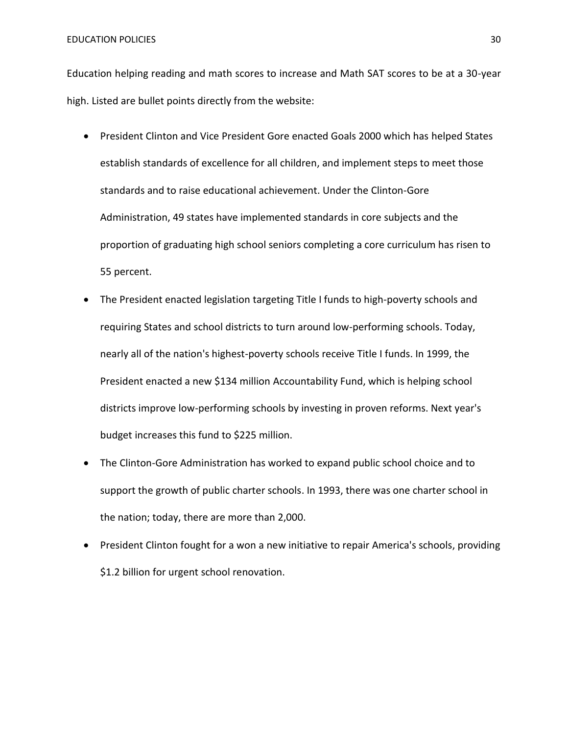Education helping reading and math scores to increase and Math SAT scores to be at a 30-year high. Listed are bullet points directly from the website:

- President Clinton and Vice President Gore enacted Goals 2000 which has helped States establish standards of excellence for all children, and implement steps to meet those standards and to raise educational achievement. Under the Clinton-Gore Administration, 49 states have implemented standards in core subjects and the proportion of graduating high school seniors completing a core curriculum has risen to 55 percent.
- The President enacted legislation targeting Title I funds to high-poverty schools and requiring States and school districts to turn around low-performing schools. Today, nearly all of the nation's highest-poverty schools receive Title I funds. In 1999, the President enacted a new $134 million Accountability Fund, which is helping school districts improve low-performing schools by investing in proven reforms. Next year's budget increases this fund to $225 million.
- The Clinton-Gore Administration has worked to expand public school choice and to support the growth of public charter schools. In 1993, there was one charter school in the nation; today, there are more than 2,000.
- President Clinton fought for a won a new initiative to repair America's schools, providing $1.2 billion for urgent school renovation.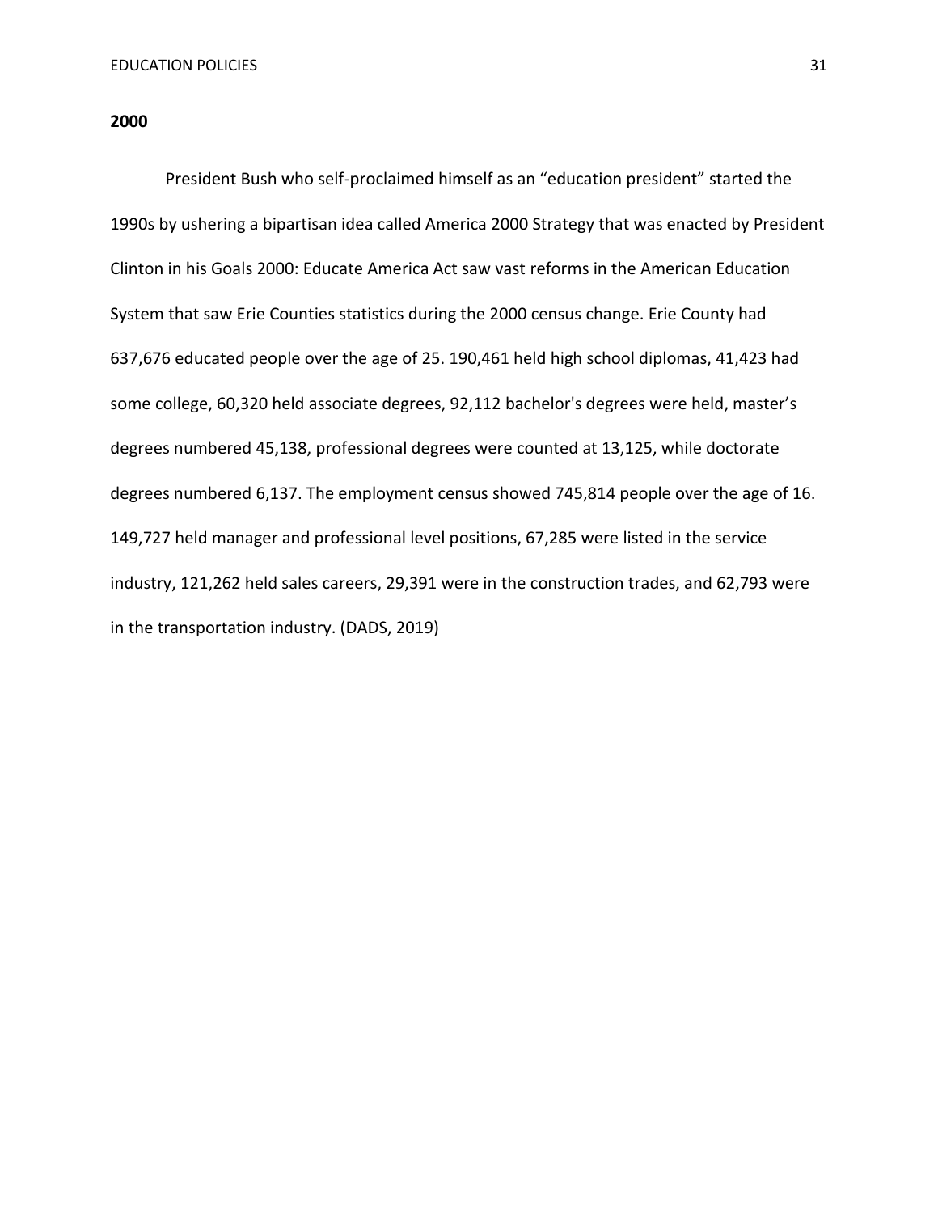**2000**

President Bush who self-proclaimed himself as an "education president" started the 1990s by ushering a bipartisan idea called America 2000 Strategy that was enacted by President Clinton in his Goals 2000: Educate America Act saw vast reforms in the American Education System that saw Erie Counties statistics during the 2000 census change. Erie County had 637,676 educated people over the age of 25. 190,461 held high school diplomas, 41,423 had some college, 60,320 held associate degrees, 92,112 bachelor's degrees were held, master's degrees numbered 45,138, professional degrees were counted at 13,125, while doctorate degrees numbered 6,137. The employment census showed 745,814 people over the age of 16. 149,727 held manager and professional level positions, 67,285 were listed in the service industry, 121,262 held sales careers, 29,391 were in the construction trades, and 62,793 were in the transportation industry. (DADS, 2019)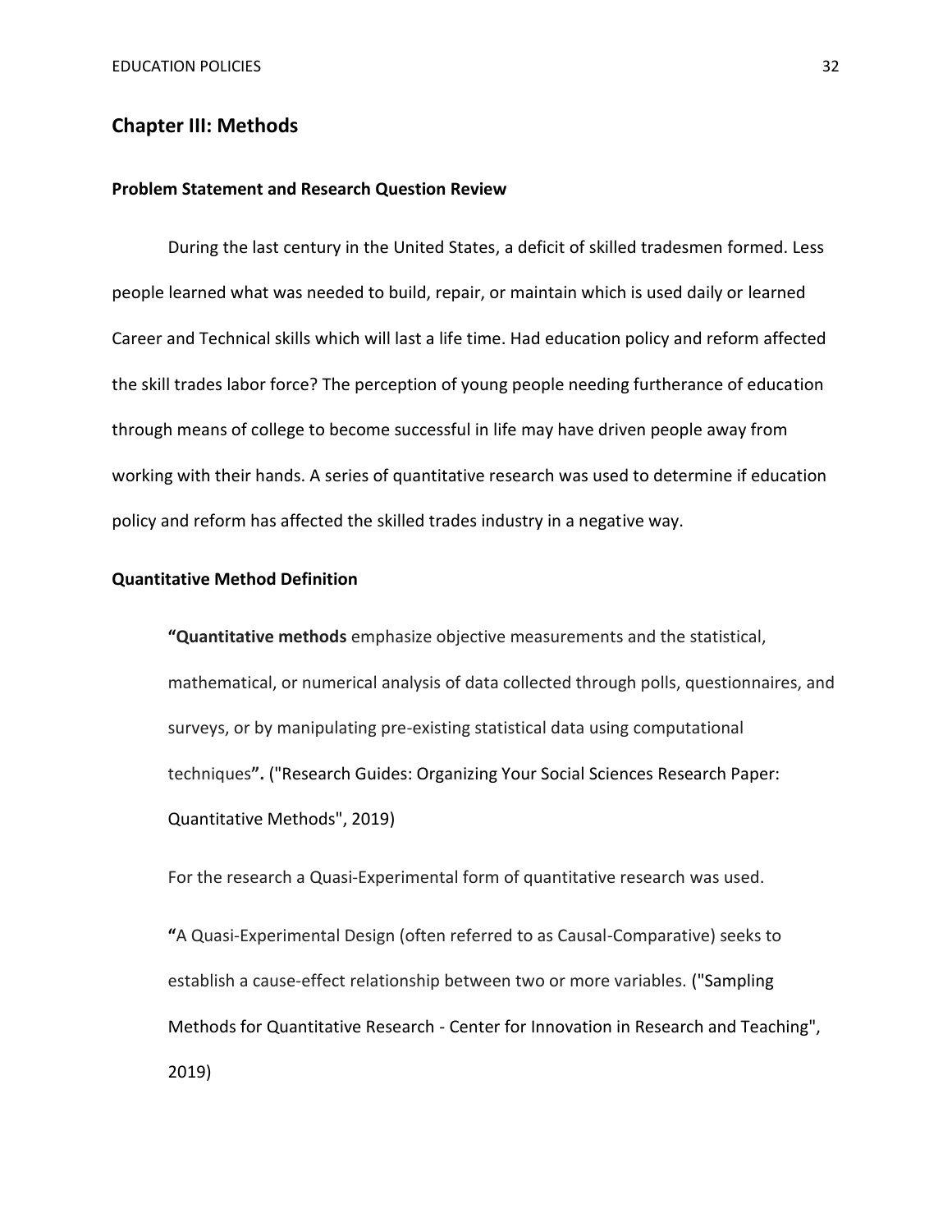## Chapter III: Methods

### Problem Statement and Research Question Review

During the last century in the United States, a deficit of skilled tradesmen formed. Less people learned what was needed to build, repair, or maintain which is used daily or learned Career and Technical skills which will last a life time. Had education policy and reform affected the skill trades labor force? The perception of young people needing furtherance of education through means of college to become successful in life may have driven people away from working with their hands. A series of quantitative research was used to determine if education policy and reform has affected the skilled trades industry in a negative way.

### Quantitative Method Definition

> **"Quantitative methods** emphasize objective measurements and the statistical, mathematical, or numerical analysis of data collected through polls, questionnaires, and surveys, or by manipulating pre-existing statistical data using computational techniques**".** ("Research Guides: Organizing Your Social Sciences Research Paper: Quantitative Methods", 2019)
>
> For the research a Quasi-Experimental form of quantitative research was used.
>
> **"**A Quasi-Experimental Design (often referred to as Causal-Comparative) seeks to establish a cause-effect relationship between two or more variables. ("Sampling Methods for Quantitative Research - Center for Innovation in Research and Teaching", 2019)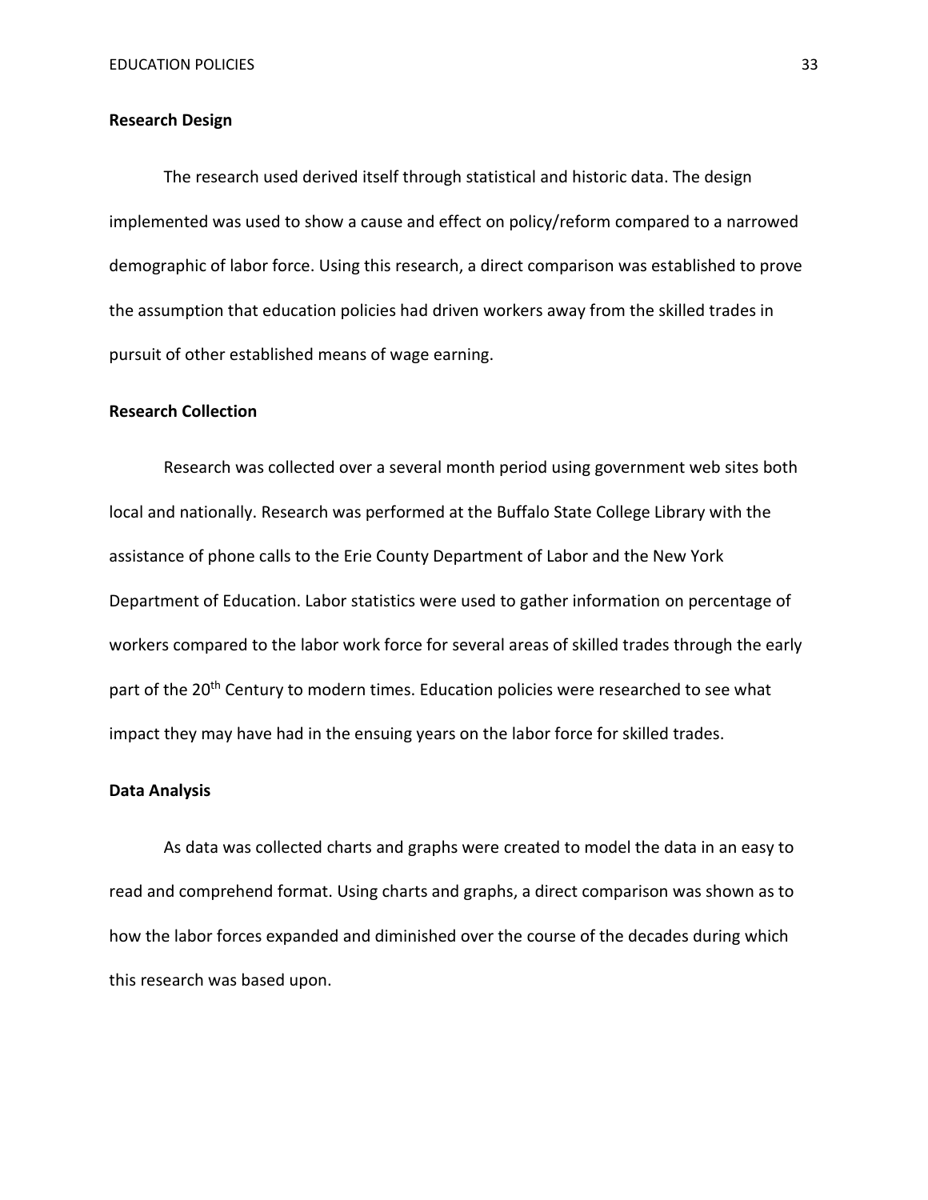**Research Design**

The research used derived itself through statistical and historic data. The design implemented was used to show a cause and effect on policy/reform compared to a narrowed demographic of labor force. Using this research, a direct comparison was established to prove the assumption that education policies had driven workers away from the skilled trades in pursuit of other established means of wage earning.

**Research Collection**

Research was collected over a several month period using government web sites both local and nationally. Research was performed at the Buffalo State College Library with the assistance of phone calls to the Erie County Department of Labor and the New York Department of Education. Labor statistics were used to gather information on percentage of workers compared to the labor work force for several areas of skilled trades through the early part of the 20th Century to modern times. Education policies were researched to see what impact they may have had in the ensuing years on the labor force for skilled trades.

**Data Analysis**

As data was collected charts and graphs were created to model the data in an easy to read and comprehend format. Using charts and graphs, a direct comparison was shown as to how the labor forces expanded and diminished over the course of the decades during which this research was based upon.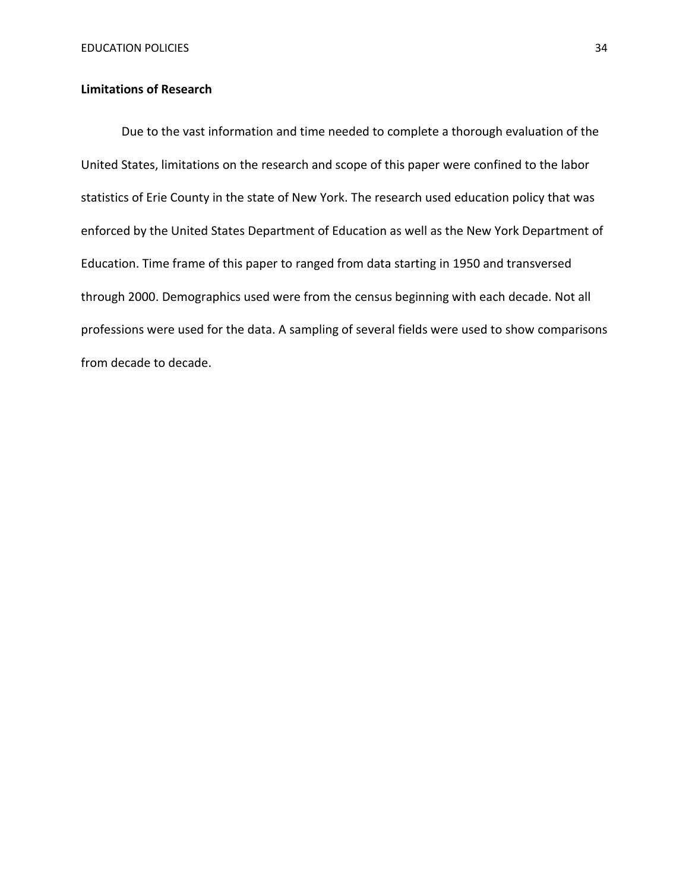**Limitations of Research**

Due to the vast information and time needed to complete a thorough evaluation of the United States, limitations on the research and scope of this paper were confined to the labor statistics of Erie County in the state of New York. The research used education policy that was enforced by the United States Department of Education as well as the New York Department of Education. Time frame of this paper to ranged from data starting in 1950 and transversed through 2000. Demographics used were from the census beginning with each decade. Not all professions were used for the data. A sampling of several fields were used to show comparisons from decade to decade.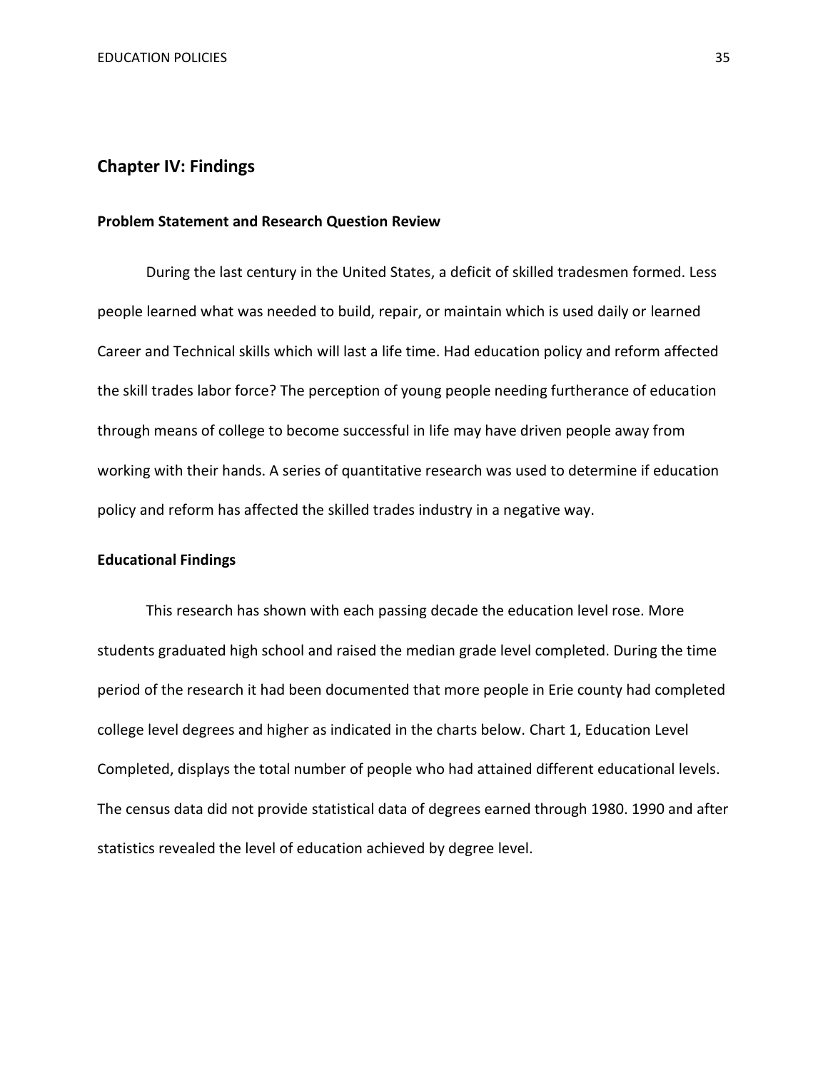## Chapter IV: Findings

### Problem Statement and Research Question Review

During the last century in the United States, a deficit of skilled tradesmen formed. Less people learned what was needed to build, repair, or maintain which is used daily or learned Career and Technical skills which will last a life time. Had education policy and reform affected the skill trades labor force? The perception of young people needing furtherance of education through means of college to become successful in life may have driven people away from working with their hands. A series of quantitative research was used to determine if education policy and reform has affected the skilled trades industry in a negative way.

### Educational Findings

This research has shown with each passing decade the education level rose. More students graduated high school and raised the median grade level completed. During the time period of the research it had been documented that more people in Erie county had completed college level degrees and higher as indicated in the charts below. Chart 1, Education Level Completed, displays the total number of people who had attained different educational levels. The census data did not provide statistical data of degrees earned through 1980. 1990 and after statistics revealed the level of education achieved by degree level.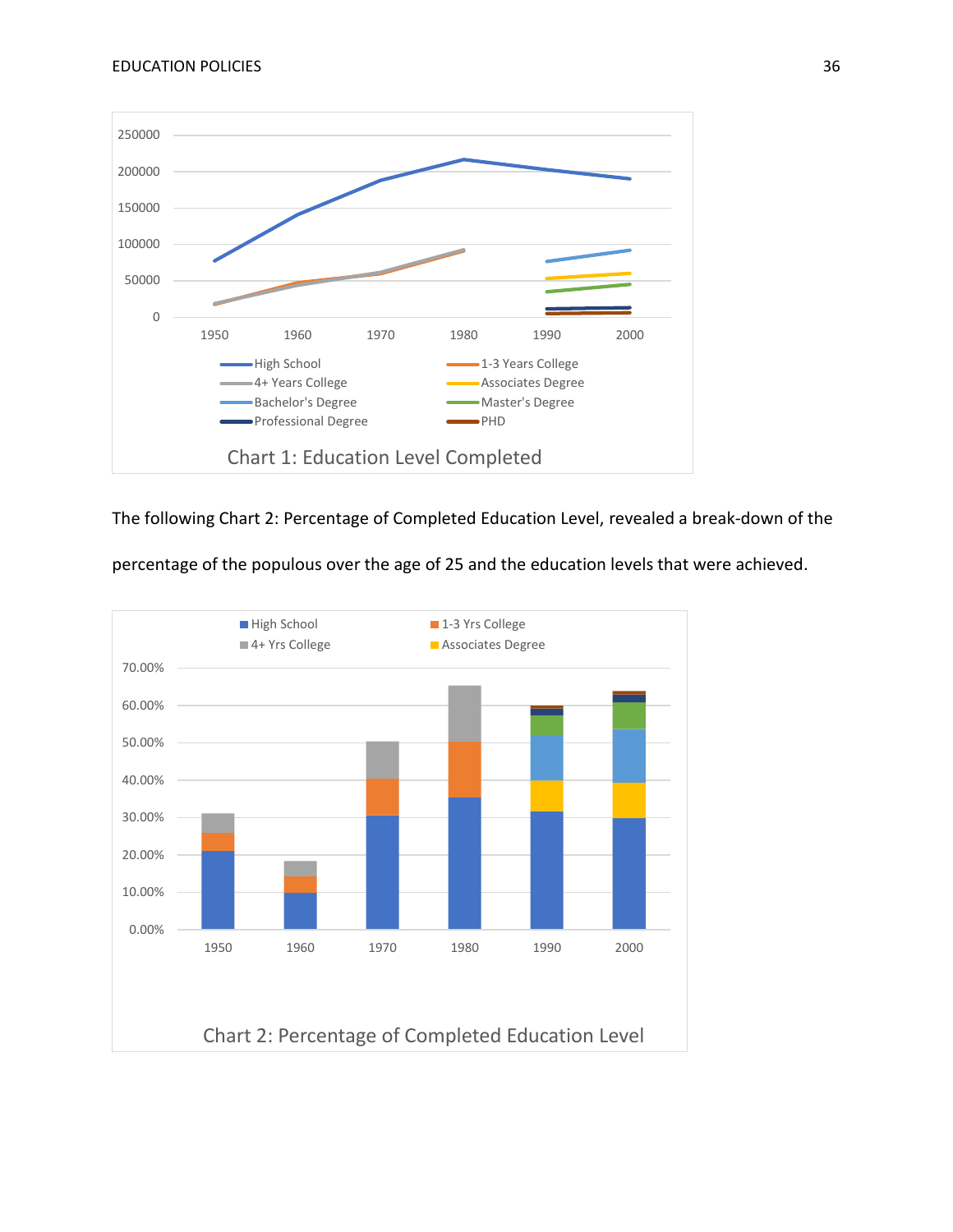250000
200000
150000
100000
50000
0

1950 1960 1970 1980 1990 2000

High School
1-3 Years College
4+ Years College
Associates Degree
Bachelor's Degree
Master's Degree
Professional Degree
PHD

Chart 1: Education Level Completed

The following Chart 2: Percentage of Completed Education Level, revealed a break-down of the percentage of the populous over the age of 25 and the education levels that were achieved.

High School
1-3 Yrs College
4+ Yrs College
Associates Degree

70.00%
60.00%
50.00%
40.00%
30.00%
20.00%
10.00%
0.00%

1950 1960 1970 1980 1990 2000

Chart 2: Percentage of Completed Education Level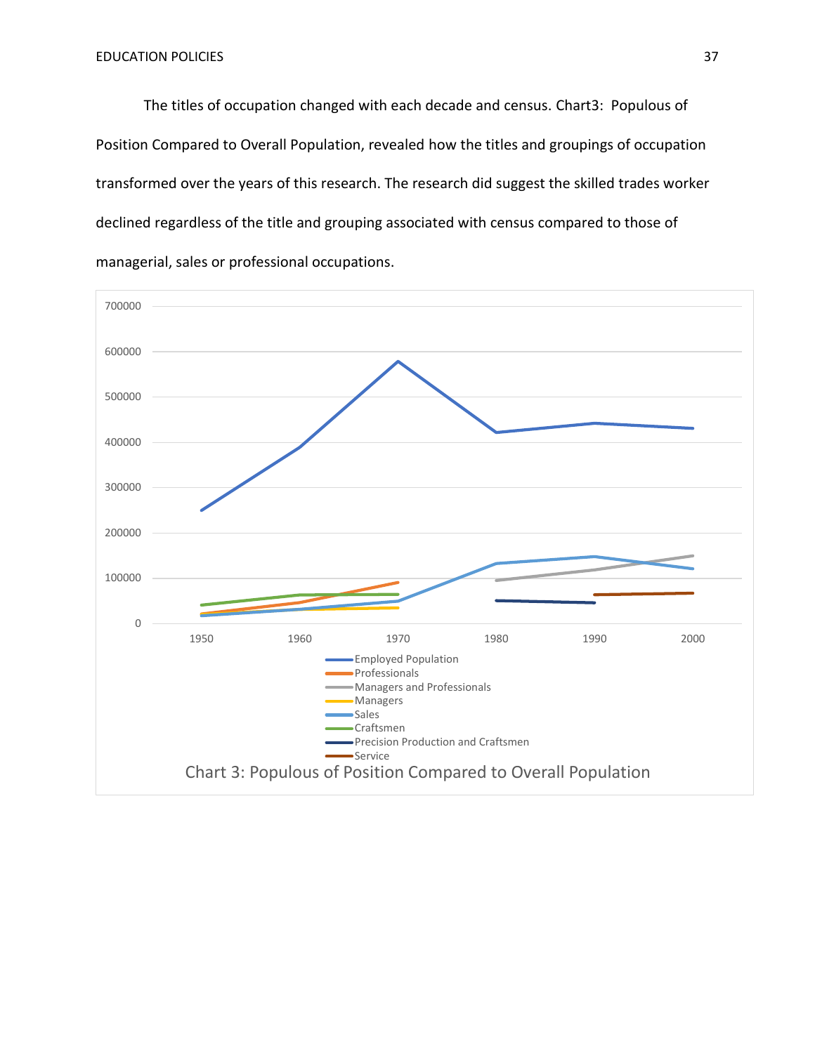The titles of occupation changed with each decade and census. Chart3: Populous of Position Compared to Overall Population, revealed how the titles and groupings of occupation transformed over the years of this research. The research did suggest the skilled trades worker declined regardless of the title and grouping associated with census compared to those of managerial, sales or professional occupations.

700000
600000
500000
400000
300000
200000
100000
0

1950
1960
1970
1980
1990
2000

Employed Population
Professionals
Managers and Professionals
Managers
Sales
Craftsmen
Precision Production and Craftsmen
Service

Chart 3: Populous of Position Compared to Overall Population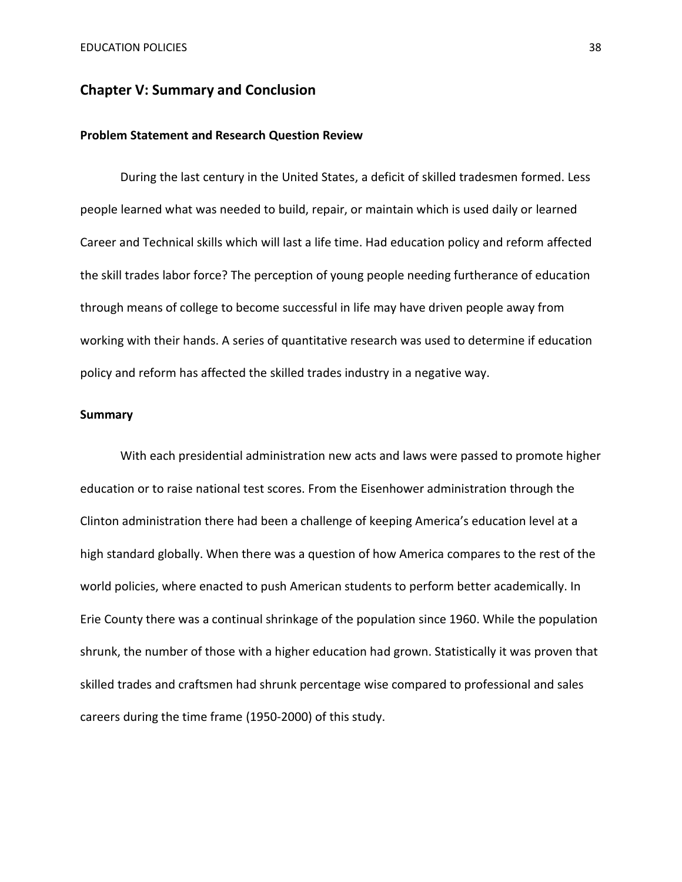## Chapter V: Summary and Conclusion

### Problem Statement and Research Question Review

During the last century in the United States, a deficit of skilled tradesmen formed. Less people learned what was needed to build, repair, or maintain which is used daily or learned Career and Technical skills which will last a life time. Had education policy and reform affected the skill trades labor force? The perception of young people needing furtherance of education through means of college to become successful in life may have driven people away from working with their hands. A series of quantitative research was used to determine if education policy and reform has affected the skilled trades industry in a negative way.

### Summary

With each presidential administration new acts and laws were passed to promote higher education or to raise national test scores. From the Eisenhower administration through the Clinton administration there had been a challenge of keeping America's education level at a high standard globally. When there was a question of how America compares to the rest of the world policies, where enacted to push American students to perform better academically. In Erie County there was a continual shrinkage of the population since 1960. While the population shrunk, the number of those with a higher education had grown. Statistically it was proven that skilled trades and craftsmen had shrunk percentage wise compared to professional and sales careers during the time frame (1950-2000) of this study.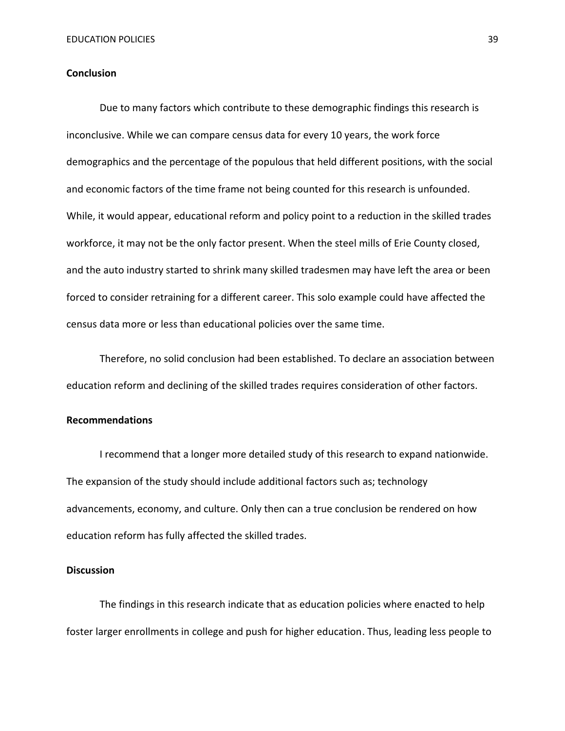## Conclusion

Due to many factors which contribute to these demographic findings this research is inconclusive. While we can compare census data for every 10 years, the work force demographics and the percentage of the populous that held different positions, with the social and economic factors of the time frame not being counted for this research is unfounded. While, it would appear, educational reform and policy point to a reduction in the skilled trades workforce, it may not be the only factor present. When the steel mills of Erie County closed, and the auto industry started to shrink many skilled tradesmen may have left the area or been forced to consider retraining for a different career. This solo example could have affected the census data more or less than educational policies over the same time.

Therefore, no solid conclusion had been established. To declare an association between education reform and declining of the skilled trades requires consideration of other factors.

## Recommendations

I recommend that a longer more detailed study of this research to expand nationwide. The expansion of the study should include additional factors such as; technology advancements, economy, and culture. Only then can a true conclusion be rendered on how education reform has fully affected the skilled trades.

## Discussion

The findings in this research indicate that as education policies where enacted to help foster larger enrollments in college and push for higher education. Thus, leading less people to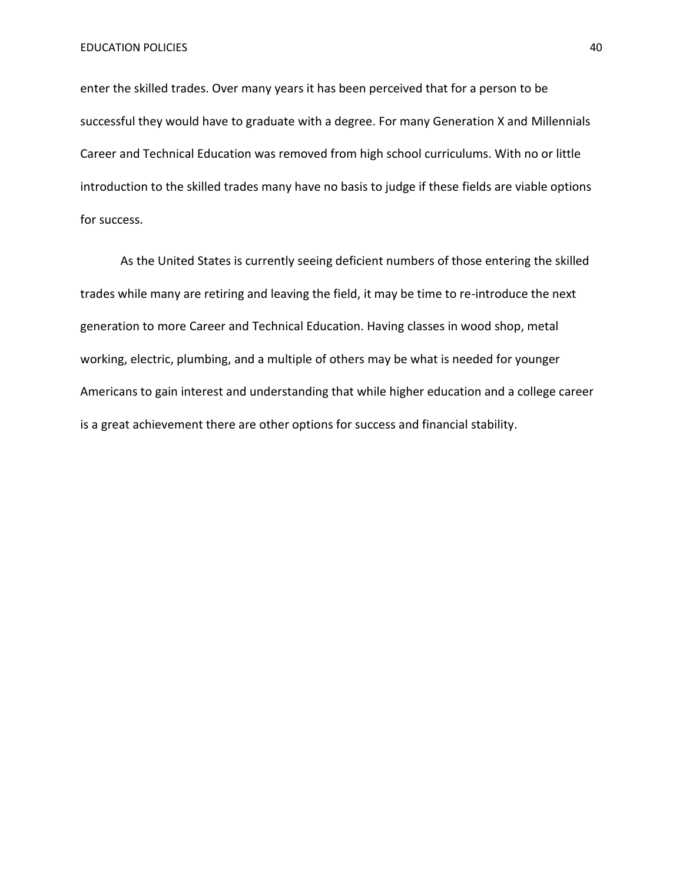enter the skilled trades. Over many years it has been perceived that for a person to be successful they would have to graduate with a degree. For many Generation X and Millennials Career and Technical Education was removed from high school curriculums. With no or little introduction to the skilled trades many have no basis to judge if these fields are viable options for success.

As the United States is currently seeing deficient numbers of those entering the skilled trades while many are retiring and leaving the field, it may be time to re-introduce the next generation to more Career and Technical Education. Having classes in wood shop, metal working, electric, plumbing, and a multiple of others may be what is needed for younger Americans to gain interest and understanding that while higher education and a college career is a great achievement there are other options for success and financial stability.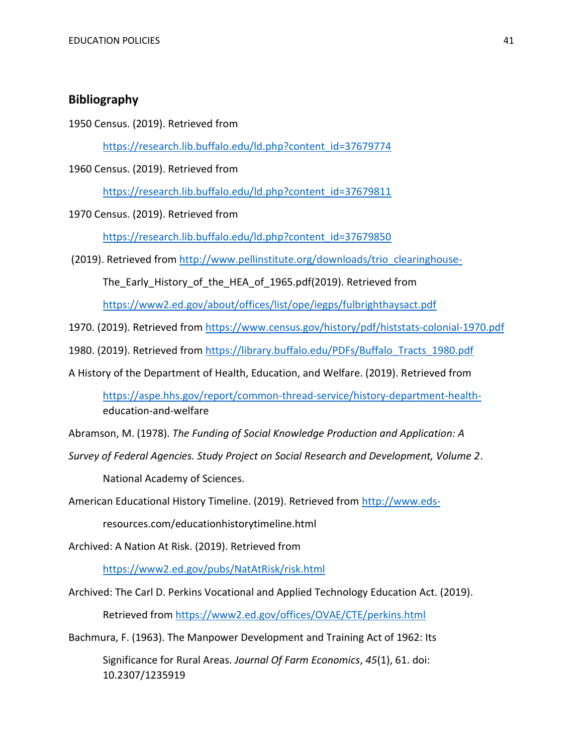## Bibliography

1950 Census. (2019). Retrieved from https://research.lib.buffalo.edu/ld.php?content_id=37679774

1960 Census. (2019). Retrieved from https://research.lib.buffalo.edu/ld.php?content_id=37679811

1970 Census. (2019). Retrieved from https://research.lib.buffalo.edu/ld.php?content_id=37679850

(2019). Retrieved from http://www.pellinstitute.org/downloads/trio_clearinghouse-The_Early_History_of_the_HEA_of_1965.pdf(2019). Retrieved from https://www2.ed.gov/about/offices/list/ope/iegps/fulbrighthaysact.pdf

1970. (2019). Retrieved from https://www.census.gov/history/pdf/histstats-colonial-1970.pdf

1980. (2019). Retrieved from https://library.buffalo.edu/PDFs/Buffalo_Tracts_1980.pdf

A History of the Department of Health, Education, and Welfare. (2019). Retrieved from https://aspe.hhs.gov/report/common-thread-service/history-department-health-education-and-welfare

Abramson, M. (1978). *The Funding of Social Knowledge Production and Application: A Survey of Federal Agencies. Study Project on Social Research and Development, Volume 2*. National Academy of Sciences.

American Educational History Timeline. (2019). Retrieved from http://www.eds-resources.com/educationhistorytimeline.html

Archived: A Nation At Risk. (2019). Retrieved from https://www2.ed.gov/pubs/NatAtRisk/risk.html

Archived: The Carl D. Perkins Vocational and Applied Technology Education Act. (2019). Retrieved from https://www2.ed.gov/offices/OVAE/CTE/perkins.html

Bachmura, F. (1963). The Manpower Development and Training Act of 1962: Its Significance for Rural Areas. *Journal Of Farm Economics*, *45*(1), 61. doi: 10.2307/1235919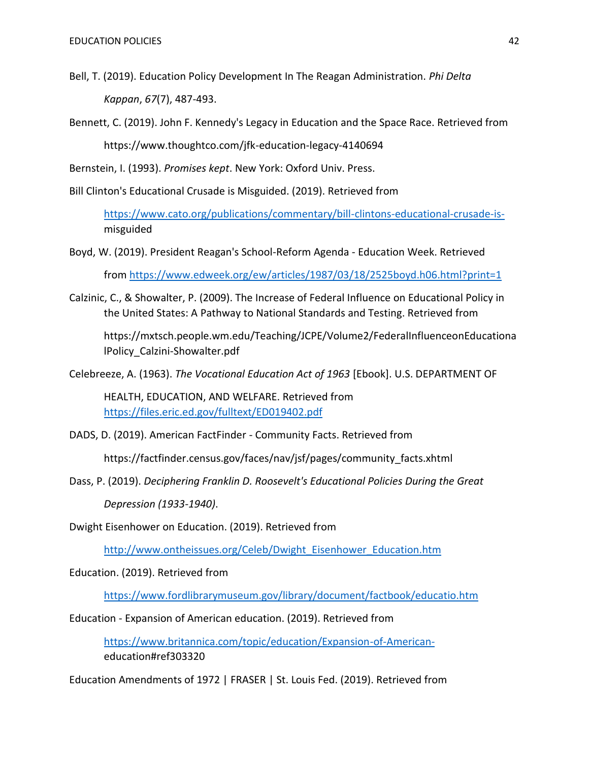Bell, T. (2019). Education Policy Development In The Reagan Administration. *Phi Delta Kappan*, *67*(7), 487-493.

Bennett, C. (2019). John F. Kennedy's Legacy in Education and the Space Race. Retrieved from https://www.thoughtco.com/jfk-education-legacy-4140694

Bernstein, I. (1993). *Promises kept*. New York: Oxford Univ. Press.

Bill Clinton's Educational Crusade is Misguided. (2019). Retrieved from https://www.cato.org/publications/commentary/bill-clintons-educational-crusade-is-misguided

Boyd, W. (2019). President Reagan's School-Reform Agenda - Education Week. Retrieved from https://www.edweek.org/ew/articles/1987/03/18/2525boyd.h06.html?print=1

Calzinic, C., & Showalter, P. (2009). The Increase of Federal Influence on Educational Policy in the United States: A Pathway to National Standards and Testing. Retrieved from https://mxtsch.people.wm.edu/Teaching/JCPE/Volume2/FederalInfluenceonEducationalPolicy_Calzini-Showalter.pdf

Celebreeze, A. (1963). *The Vocational Education Act of 1963* [Ebook]. U.S. DEPARTMENT OF HEALTH, EDUCATION, AND WELFARE. Retrieved from https://files.eric.ed.gov/fulltext/ED019402.pdf

DADS, D. (2019). American FactFinder - Community Facts. Retrieved from https://factfinder.census.gov/faces/nav/jsf/pages/community_facts.xhtml

Dass, P. (2019). *Deciphering Franklin D. Roosevelt's Educational Policies During the Great Depression (1933-1940)*.

Dwight Eisenhower on Education. (2019). Retrieved from http://www.ontheissues.org/Celeb/Dwight_Eisenhower_Education.htm

Education. (2019). Retrieved from https://www.fordlibrarymuseum.gov/library/document/factbook/educatio.htm

Education - Expansion of American education. (2019). Retrieved from https://www.britannica.com/topic/education/Expansion-of-American-education#ref303320

Education Amendments of 1972 | FRASER | St. Louis Fed. (2019). Retrieved from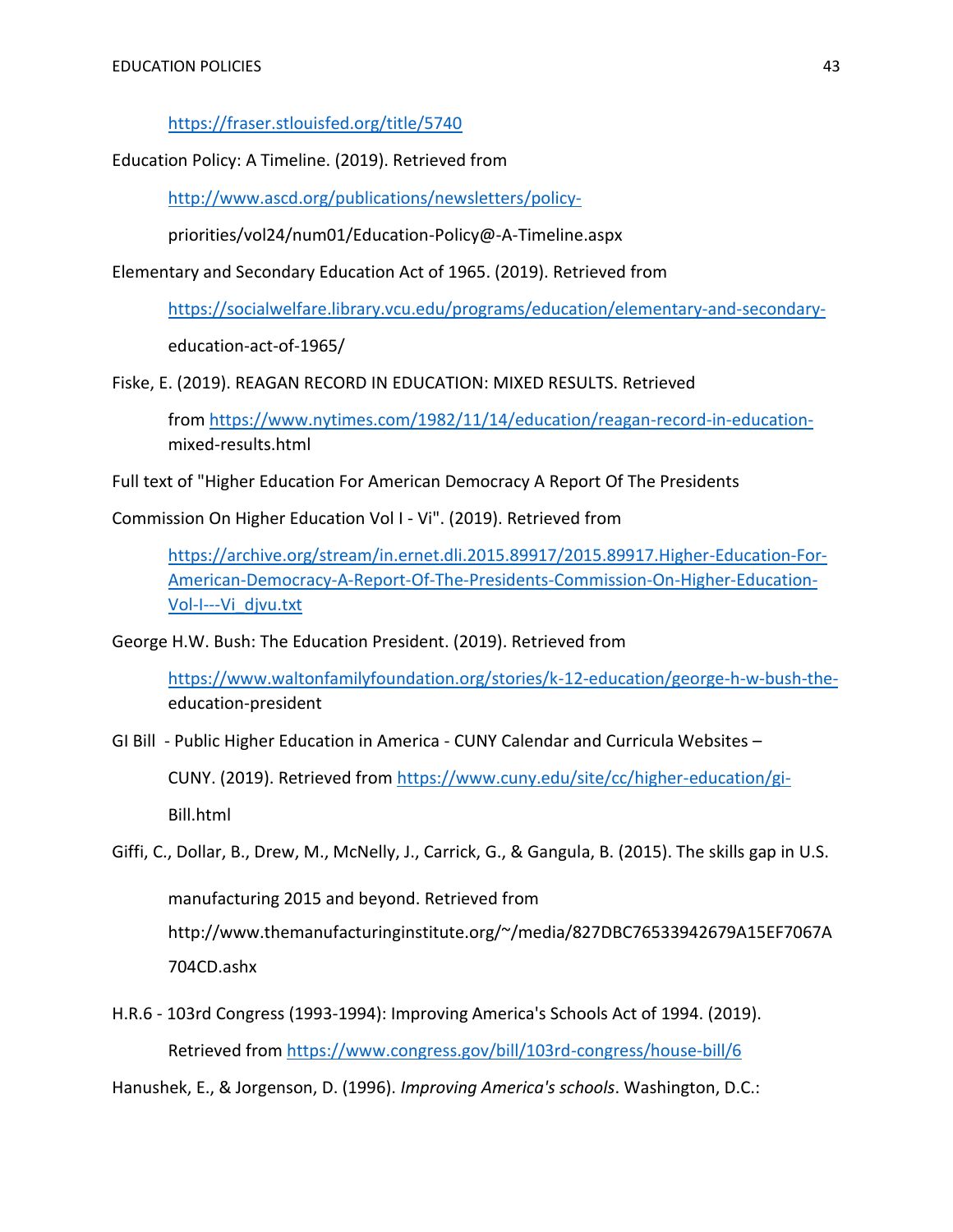https://fraser.stlouisfed.org/title/5740

Education Policy: A Timeline. (2019). Retrieved from

http://www.ascd.org/publications/newsletters/policy-priorities/vol24/num01/Education-Policy@-A-Timeline.aspx

Elementary and Secondary Education Act of 1965. (2019). Retrieved from

https://socialwelfare.library.vcu.edu/programs/education/elementary-and-secondary-education-act-of-1965/

Fiske, E. (2019). REAGAN RECORD IN EDUCATION: MIXED RESULTS. Retrieved

from https://www.nytimes.com/1982/11/14/education/reagan-record-in-education-mixed-results.html

Full text of "Higher Education For American Democracy A Report Of The Presidents Commission On Higher Education Vol I - Vi". (2019). Retrieved from

https://archive.org/stream/in.ernet.dli.2015.89917/2015.89917.Higher-Education-For-American-Democracy-A-Report-Of-The-Presidents-Commission-On-Higher-Education-Vol-I---Vi_djvu.txt

George H.W. Bush: The Education President. (2019). Retrieved from

https://www.waltonfamilyfoundation.org/stories/k-12-education/george-h-w-bush-the-education-president

GI Bill - Public Higher Education in America - CUNY Calendar and Curricula Websites – CUNY. (2019). Retrieved from https://www.cuny.edu/site/cc/higher-education/gi-Bill.html

Giffi, C., Dollar, B., Drew, M., McNelly, J., Carrick, G., & Gangula, B. (2015). The skills gap in U.S. manufacturing 2015 and beyond. Retrieved from

http://www.themanufacturinginstitute.org/~/media/827DBC76533942679A15EF7067A704CD.ashx

H.R.6 - 103rd Congress (1993-1994): Improving America's Schools Act of 1994. (2019).

Retrieved from https://www.congress.gov/bill/103rd-congress/house-bill/6

Hanushek, E., & Jorgenson, D. (1996). *Improving America's schools*. Washington, D.C.: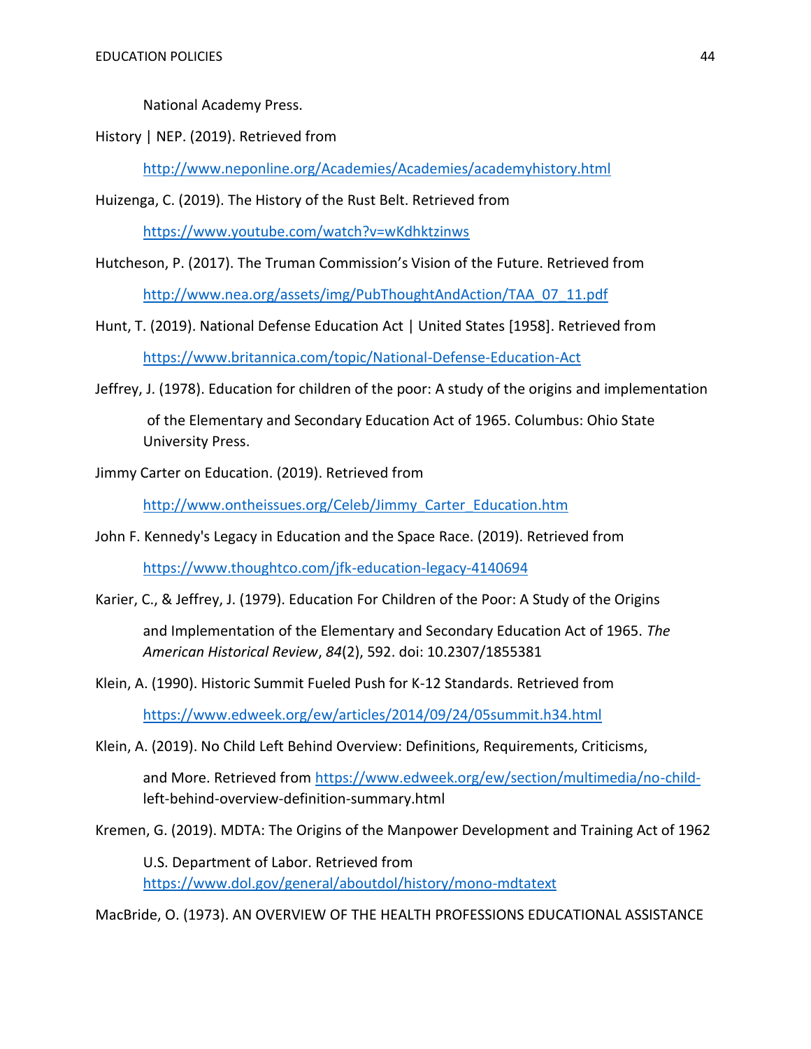National Academy Press.

History | NEP. (2019). Retrieved from http://www.neponline.org/Academies/Academies/academyhistory.html

Huizenga, C. (2019). The History of the Rust Belt. Retrieved from https://www.youtube.com/watch?v=wKdhktzinws

Hutcheson, P. (2017). The Truman Commission's Vision of the Future. Retrieved from http://www.nea.org/assets/img/PubThoughtAndAction/TAA_07_11.pdf

Hunt, T. (2019). National Defense Education Act | United States [1958]. Retrieved from https://www.britannica.com/topic/National-Defense-Education-Act

Jeffrey, J. (1978). Education for children of the poor: A study of the origins and implementation of the Elementary and Secondary Education Act of 1965. Columbus: Ohio State University Press.

Jimmy Carter on Education. (2019). Retrieved from http://www.ontheissues.org/Celeb/Jimmy_Carter_Education.htm

John F. Kennedy's Legacy in Education and the Space Race. (2019). Retrieved from https://www.thoughtco.com/jfk-education-legacy-4140694

Karier, C., & Jeffrey, J. (1979). Education For Children of the Poor: A Study of the Origins and Implementation of the Elementary and Secondary Education Act of 1965. *The American Historical Review*, *84*(2), 592. doi: 10.2307/1855381

Klein, A. (1990). Historic Summit Fueled Push for K-12 Standards. Retrieved from https://www.edweek.org/ew/articles/2014/09/24/05summit.h34.html

Klein, A. (2019). No Child Left Behind Overview: Definitions, Requirements, Criticisms, and More. Retrieved from https://www.edweek.org/ew/section/multimedia/no-child-left-behind-overview-definition-summary.html

Kremen, G. (2019). MDTA: The Origins of the Manpower Development and Training Act of 1962 U.S. Department of Labor. Retrieved from https://www.dol.gov/general/aboutdol/history/mono-mdtatext

MacBride, O. (1973). AN OVERVIEW OF THE HEALTH PROFESSIONS EDUCATIONAL ASSISTANCE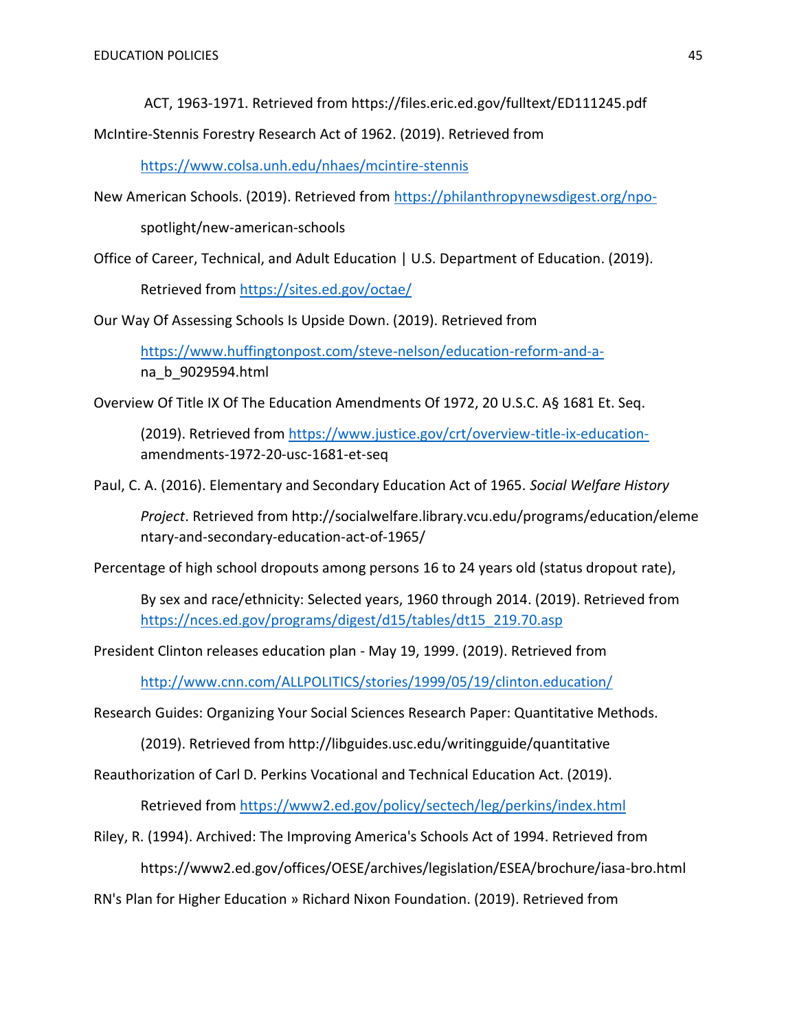ACT, 1963-1971. Retrieved from https://files.eric.ed.gov/fulltext/ED111245.pdf

McIntire-Stennis Forestry Research Act of 1962. (2019). Retrieved from https://www.colsa.unh.edu/nhaes/mcintire-stennis

New American Schools. (2019). Retrieved from https://philanthropynewsdigest.org/npo-spotlight/new-american-schools

Office of Career, Technical, and Adult Education | U.S. Department of Education. (2019). Retrieved from https://sites.ed.gov/octae/

Our Way Of Assessing Schools Is Upside Down. (2019). Retrieved from https://www.huffingtonpost.com/steve-nelson/education-reform-and-a-na_b_9029594.html

Overview Of Title IX Of The Education Amendments Of 1972, 20 U.S.C. A§ 1681 Et. Seq. (2019). Retrieved from https://www.justice.gov/crt/overview-title-ix-education-amendments-1972-20-usc-1681-et-seq

Paul, C. A. (2016). Elementary and Secondary Education Act of 1965. *Social Welfare History Project*. Retrieved from http://socialwelfare.library.vcu.edu/programs/education/elementary-and-secondary-education-act-of-1965/

Percentage of high school dropouts among persons 16 to 24 years old (status dropout rate), By sex and race/ethnicity: Selected years, 1960 through 2014. (2019). Retrieved from https://nces.ed.gov/programs/digest/d15/tables/dt15_219.70.asp

President Clinton releases education plan - May 19, 1999. (2019). Retrieved from http://www.cnn.com/ALLPOLITICS/stories/1999/05/19/clinton.education/

Research Guides: Organizing Your Social Sciences Research Paper: Quantitative Methods. (2019). Retrieved from http://libguides.usc.edu/writingguide/quantitative

Reauthorization of Carl D. Perkins Vocational and Technical Education Act. (2019). Retrieved from https://www2.ed.gov/policy/sectech/leg/perkins/index.html

Riley, R. (1994). Archived: The Improving America's Schools Act of 1994. Retrieved from https://www2.ed.gov/offices/OESE/archives/legislation/ESEA/brochure/iasa-bro.html

RN's Plan for Higher Education » Richard Nixon Foundation. (2019). Retrieved from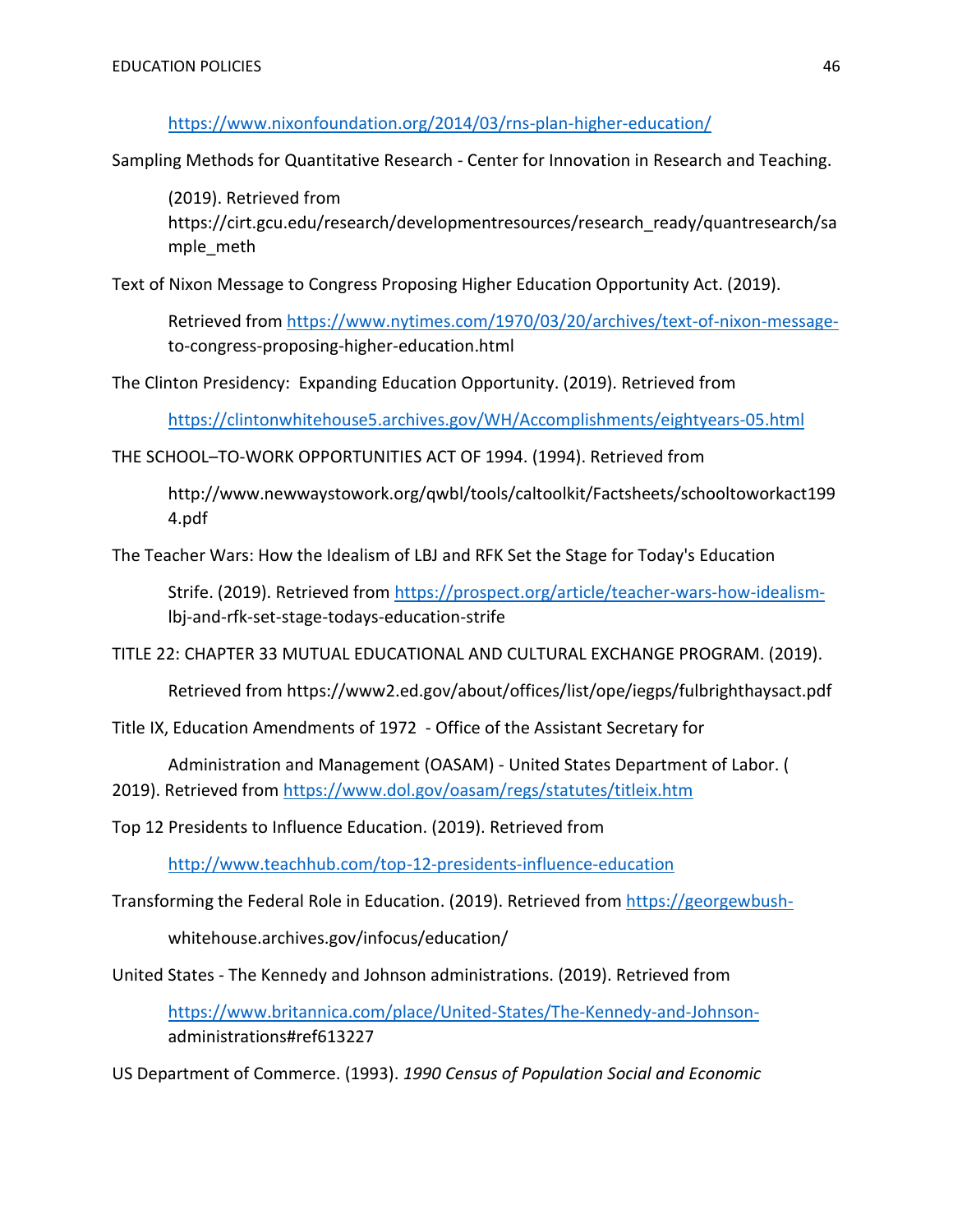https://www.nixonfoundation.org/2014/03/rns-plan-higher-education/

Sampling Methods for Quantitative Research - Center for Innovation in Research and Teaching. (2019). Retrieved from https://cirt.gcu.edu/research/developmentresources/research_ready/quantresearch/sample_meth

Text of Nixon Message to Congress Proposing Higher Education Opportunity Act. (2019). Retrieved from https://www.nytimes.com/1970/03/20/archives/text-of-nixon-message-to-congress-proposing-higher-education.html

The Clinton Presidency: Expanding Education Opportunity. (2019). Retrieved from https://clintonwhitehouse5.archives.gov/WH/Accomplishments/eightyears-05.html

THE SCHOOL–TO-WORK OPPORTUNITIES ACT OF 1994. (1994). Retrieved from http://www.newwaystowork.org/qwbl/tools/caltoolkit/Factsheets/schooltoworkact1994.pdf

The Teacher Wars: How the Idealism of LBJ and RFK Set the Stage for Today's Education Strife. (2019). Retrieved from https://prospect.org/article/teacher-wars-how-idealism-lbj-and-rfk-set-stage-todays-education-strife

TITLE 22: CHAPTER 33 MUTUAL EDUCATIONAL AND CULTURAL EXCHANGE PROGRAM. (2019). Retrieved from https://www2.ed.gov/about/offices/list/ope/iegps/fulbrighthaysact.pdf

Title IX, Education Amendments of 1972 - Office of the Assistant Secretary for Administration and Management (OASAM) - United States Department of Labor. ( 2019). Retrieved from https://www.dol.gov/oasam/regs/statutes/titleix.htm

Top 12 Presidents to Influence Education. (2019). Retrieved from http://www.teachhub.com/top-12-presidents-influence-education

Transforming the Federal Role in Education. (2019). Retrieved from https://georgewbush-whitehouse.archives.gov/infocus/education/

United States - The Kennedy and Johnson administrations. (2019). Retrieved from https://www.britannica.com/place/United-States/The-Kennedy-and-Johnson-administrations#ref613227

US Department of Commerce. (1993). *1990 Census of Population Social and Economic*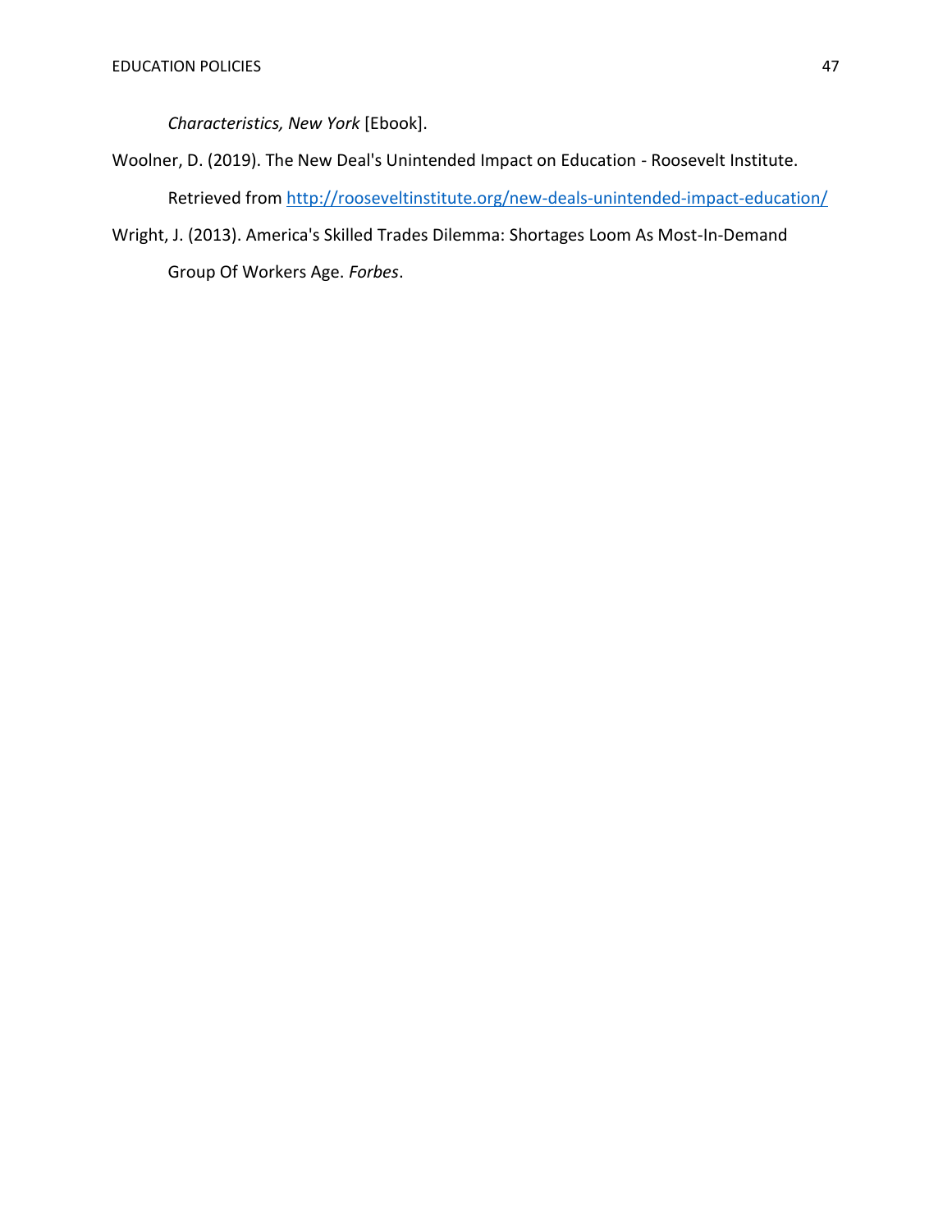*Characteristics, New York* [Ebook].

Woolner, D. (2019). The New Deal's Unintended Impact on Education - Roosevelt Institute. Retrieved from http://rooseveltinstitute.org/new-deals-unintended-impact-education/

Wright, J. (2013). America's Skilled Trades Dilemma: Shortages Loom As Most-In-Demand Group Of Workers Age. *Forbes*.